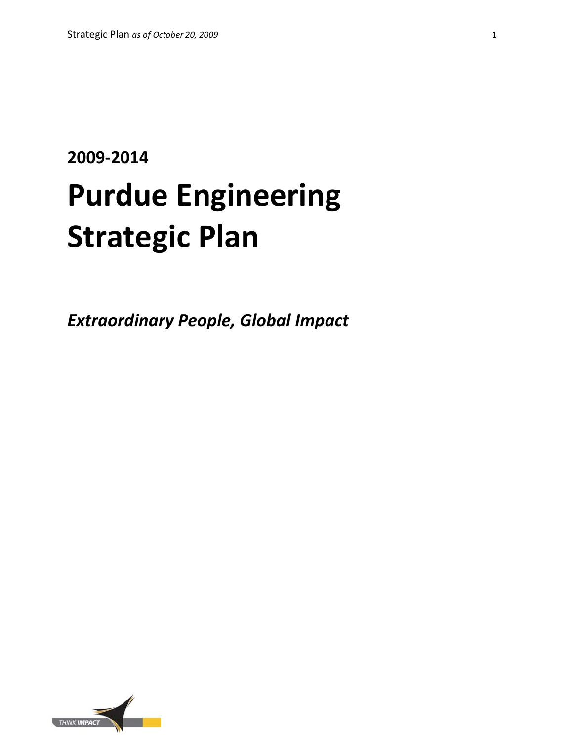**2009-2014**

# Purdue Engineering Strategic Plan

## *Extraordinary People, Global Impact*

THINK IMPACT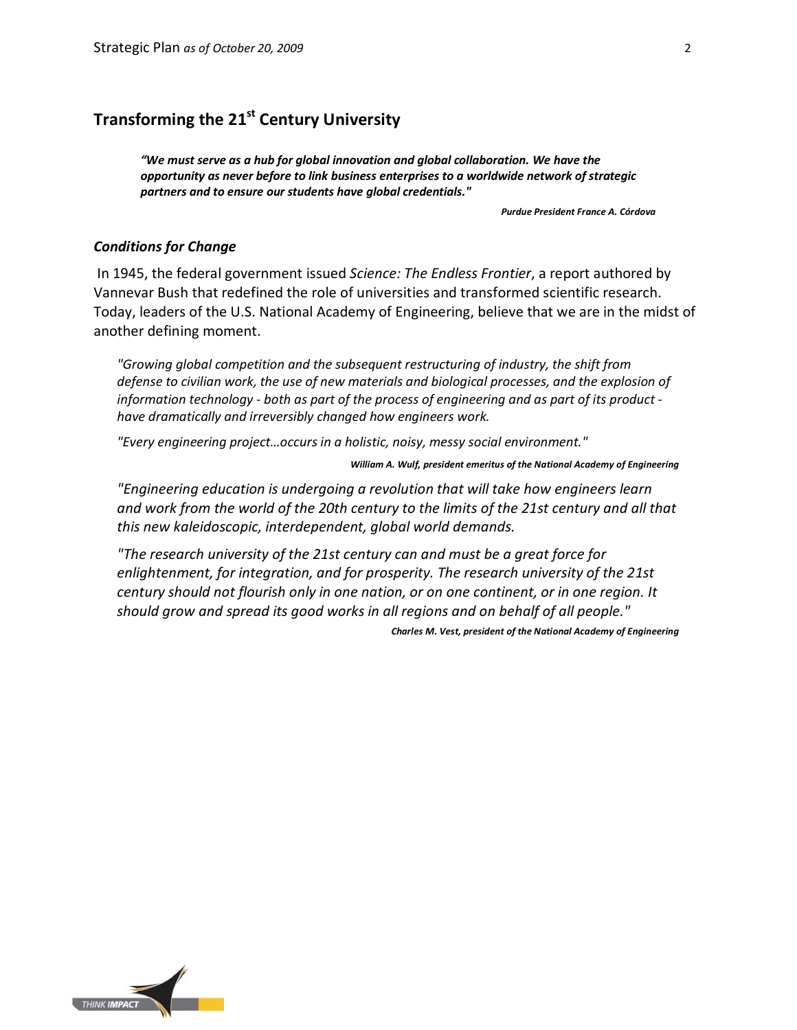## Transforming the 21st Century University

> ***"We must serve as a hub for global innovation and global collaboration. We have the opportunity as never before to link business enterprises to a worldwide network of strategic partners and to ensure our students have global credentials."***
>
> ***Purdue President France A. Córdova***

### *Conditions for Change*

In 1945, the federal government issued *Science: The Endless Frontier*, a report authored by Vannevar Bush that redefined the role of universities and transformed scientific research. Today, leaders of the U.S. National Academy of Engineering, believe that we are in the midst of another defining moment.

> *"Growing global competition and the subsequent restructuring of industry, the shift from defense to civilian work, the use of new materials and biological processes, and the explosion of information technology - both as part of the process of engineering and as part of its product - have dramatically and irreversibly changed how engineers work.*
>
> *"Every engineering project…occurs in a holistic, noisy, messy social environment."*
>
> ***William A. Wulf, president emeritus of the National Academy of Engineering***

> *"Engineering education is undergoing a revolution that will take how engineers learn and work from the world of the 20th century to the limits of the 21st century and all that this new kaleidoscopic, interdependent, global world demands.*
>
> *"The research university of the 21st century can and must be a great force for enlightenment, for integration, and for prosperity. The research university of the 21st century should not flourish only in one nation, or on one continent, or in one region. It should grow and spread its good works in all regions and on behalf of all people."*
>
> ***Charles M. Vest, president of the National Academy of Engineering***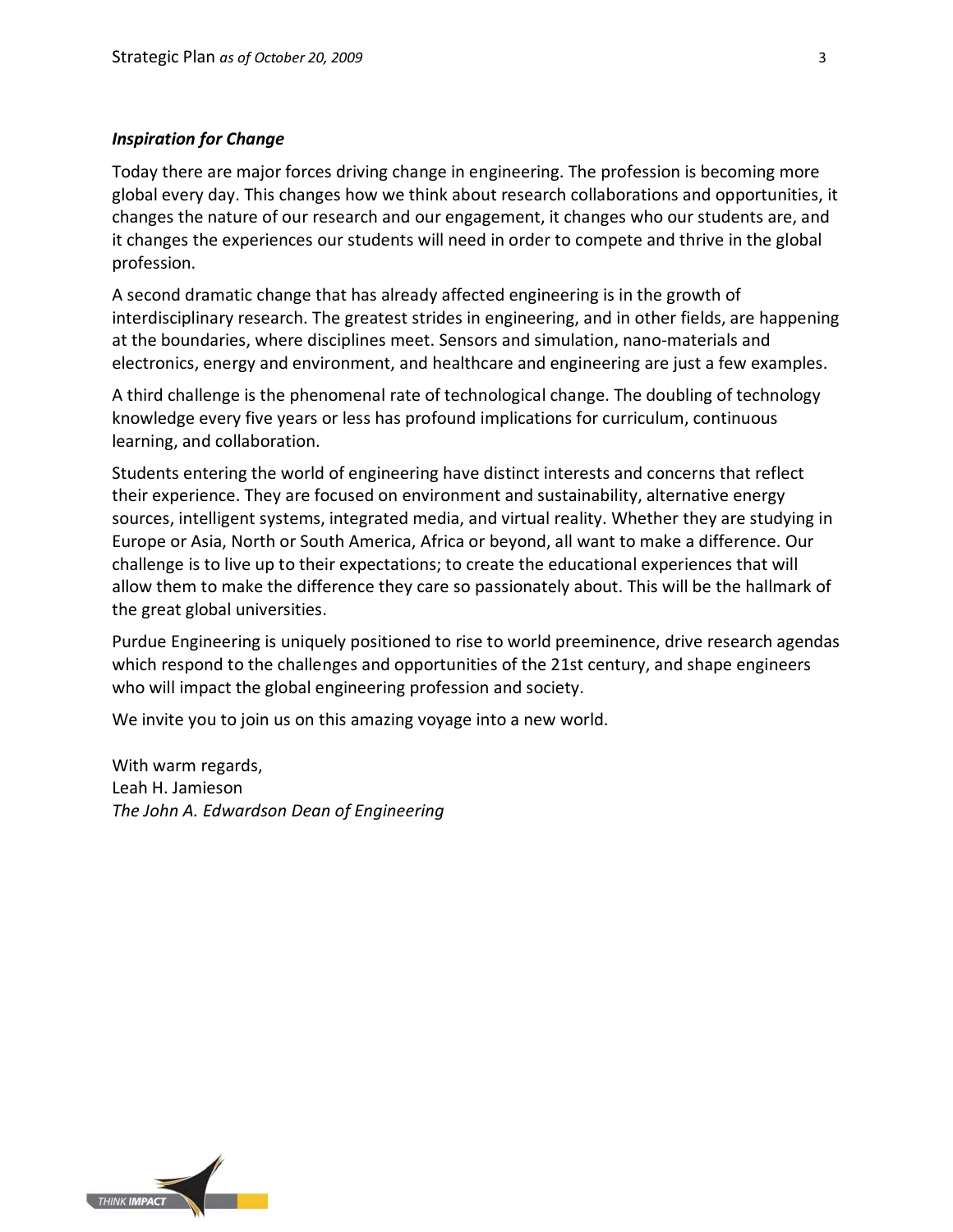### *Inspiration for Change*

Today there are major forces driving change in engineering. The profession is becoming more global every day. This changes how we think about research collaborations and opportunities, it changes the nature of our research and our engagement, it changes who our students are, and it changes the experiences our students will need in order to compete and thrive in the global profession.

A second dramatic change that has already affected engineering is in the growth of interdisciplinary research. The greatest strides in engineering, and in other fields, are happening at the boundaries, where disciplines meet. Sensors and simulation, nano-materials and electronics, energy and environment, and healthcare and engineering are just a few examples.

A third challenge is the phenomenal rate of technological change. The doubling of technology knowledge every five years or less has profound implications for curriculum, continuous learning, and collaboration.

Students entering the world of engineering have distinct interests and concerns that reflect their experience. They are focused on environment and sustainability, alternative energy sources, intelligent systems, integrated media, and virtual reality. Whether they are studying in Europe or Asia, North or South America, Africa or beyond, all want to make a difference. Our challenge is to live up to their expectations; to create the educational experiences that will allow them to make the difference they care so passionately about. This will be the hallmark of the great global universities.

Purdue Engineering is uniquely positioned to rise to world preeminence, drive research agendas which respond to the challenges and opportunities of the 21st century, and shape engineers who will impact the global engineering profession and society.

We invite you to join us on this amazing voyage into a new world.

With warm regards,
Leah H. Jamieson
*The John A. Edwardson Dean of Engineering*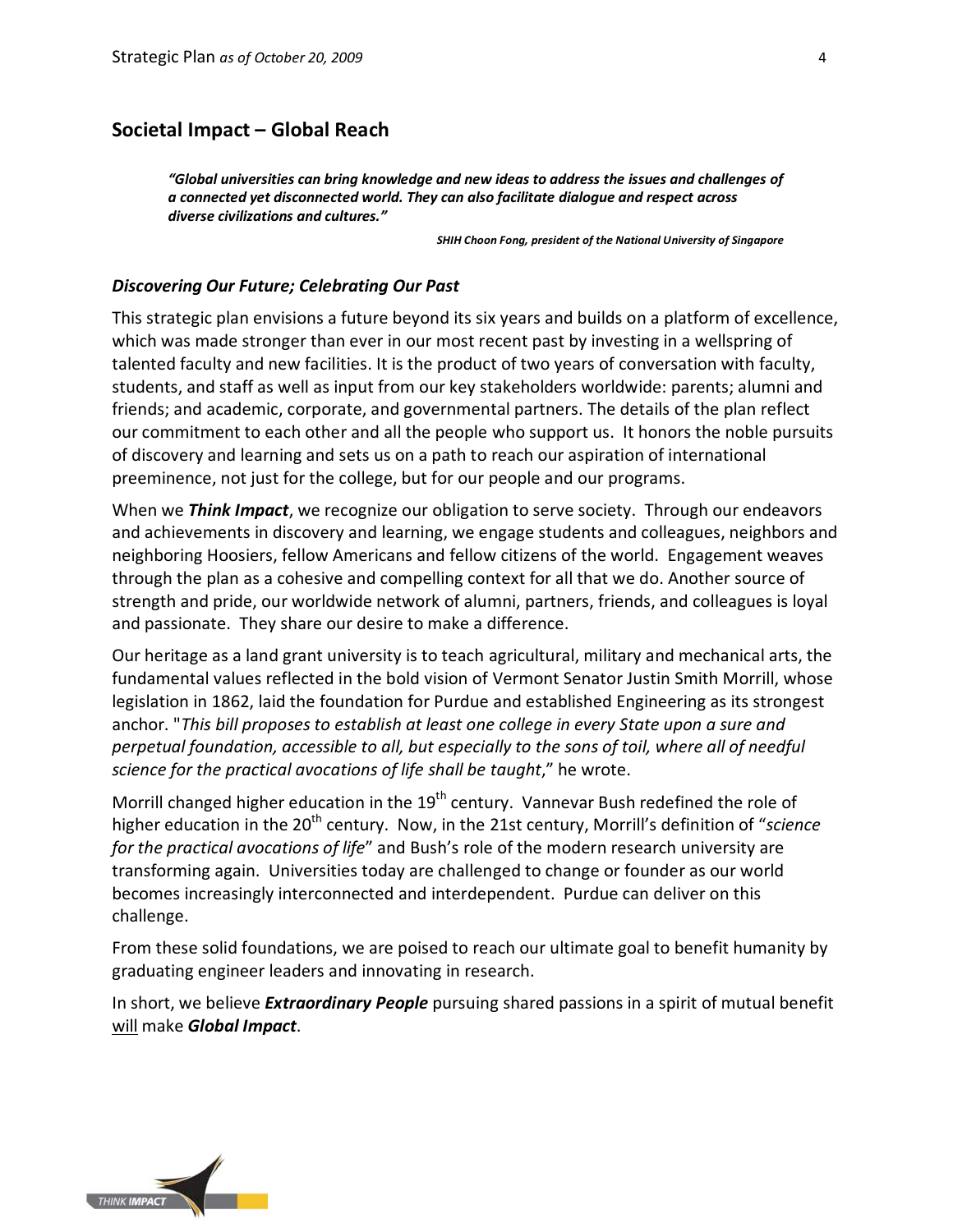## Societal Impact – Global Reach

> ***"Global universities can bring knowledge and new ideas to address the issues and challenges of a connected yet disconnected world. They can also facilitate dialogue and respect across diverse civilizations and cultures."***
>
> ***SHIH Choon Fong, president of the National University of Singapore***

### *Discovering Our Future; Celebrating Our Past*

This strategic plan envisions a future beyond its six years and builds on a platform of excellence, which was made stronger than ever in our most recent past by investing in a wellspring of talented faculty and new facilities. It is the product of two years of conversation with faculty, students, and staff as well as input from our key stakeholders worldwide: parents; alumni and friends; and academic, corporate, and governmental partners. The details of the plan reflect our commitment to each other and all the people who support us. It honors the noble pursuits of discovery and learning and sets us on a path to reach our aspiration of international preeminence, not just for the college, but for our people and our programs.

When we ***Think Impact***, we recognize our obligation to serve society. Through our endeavors and achievements in discovery and learning, we engage students and colleagues, neighbors and neighboring Hoosiers, fellow Americans and fellow citizens of the world. Engagement weaves through the plan as a cohesive and compelling context for all that we do. Another source of strength and pride, our worldwide network of alumni, partners, friends, and colleagues is loyal and passionate. They share our desire to make a difference.

Our heritage as a land grant university is to teach agricultural, military and mechanical arts, the fundamental values reflected in the bold vision of Vermont Senator Justin Smith Morrill, whose legislation in 1862, laid the foundation for Purdue and established Engineering as its strongest anchor. "*This bill proposes to establish at least one college in every State upon a sure and perpetual foundation, accessible to all, but especially to the sons of toil, where all of needful science for the practical avocations of life shall be taught*," he wrote.

Morrill changed higher education in the 19th century. Vannevar Bush redefined the role of higher education in the 20th century. Now, in the 21st century, Morrill's definition of "*science for the practical avocations of life*" and Bush's role of the modern research university are transforming again. Universities today are challenged to change or founder as our world becomes increasingly interconnected and interdependent. Purdue can deliver on this challenge.

From these solid foundations, we are poised to reach our ultimate goal to benefit humanity by graduating engineer leaders and innovating in research.

In short, we believe ***Extraordinary People*** pursuing shared passions in a spirit of mutual benefit will make ***Global Impact***.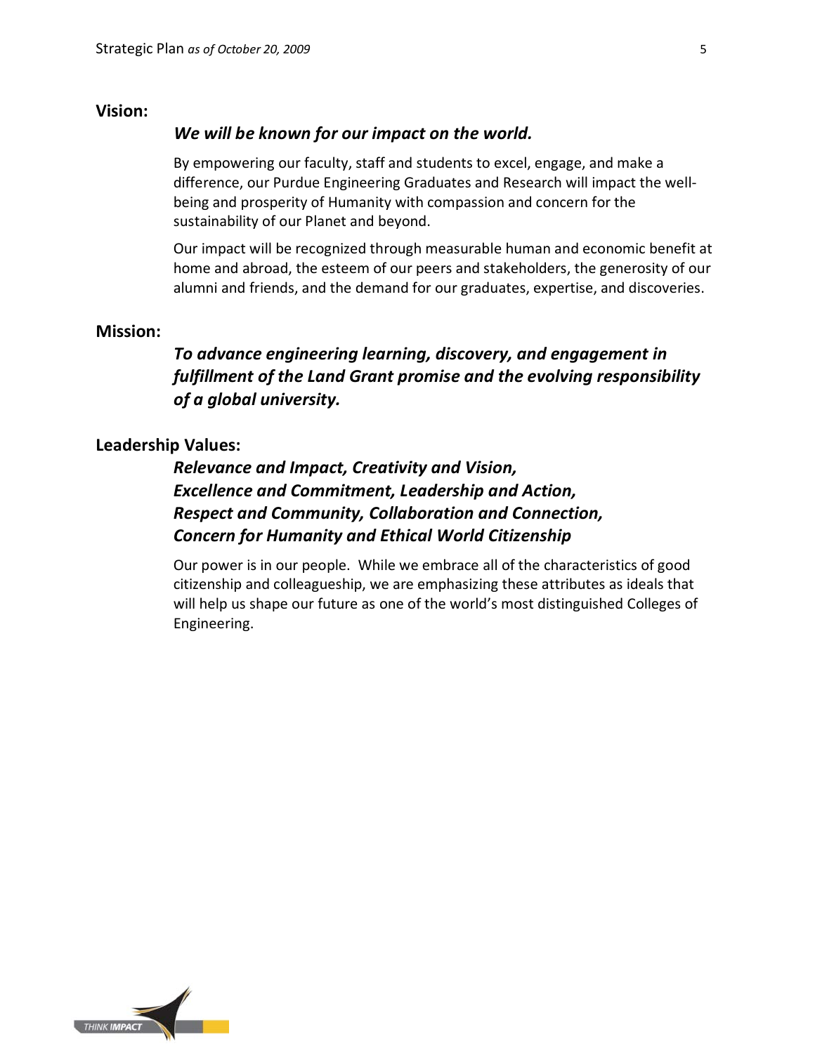## Vision:

***We will be known for our impact on the world.***

By empowering our faculty, staff and students to excel, engage, and make a difference, our Purdue Engineering Graduates and Research will impact the well-being and prosperity of Humanity with compassion and concern for the sustainability of our Planet and beyond.

Our impact will be recognized through measurable human and economic benefit at home and abroad, the esteem of our peers and stakeholders, the generosity of our alumni and friends, and the demand for our graduates, expertise, and discoveries.

## Mission:

***To advance engineering learning, discovery, and engagement in fulfillment of the Land Grant promise and the evolving responsibility of a global university.***

## Leadership Values:

***Relevance and Impact, Creativity and Vision,***
***Excellence and Commitment, Leadership and Action,***
***Respect and Community, Collaboration and Connection,***
***Concern for Humanity and Ethical World Citizenship***

Our power is in our people. While we embrace all of the characteristics of good citizenship and colleagueship, we are emphasizing these attributes as ideals that will help us shape our future as one of the world's most distinguished Colleges of Engineering.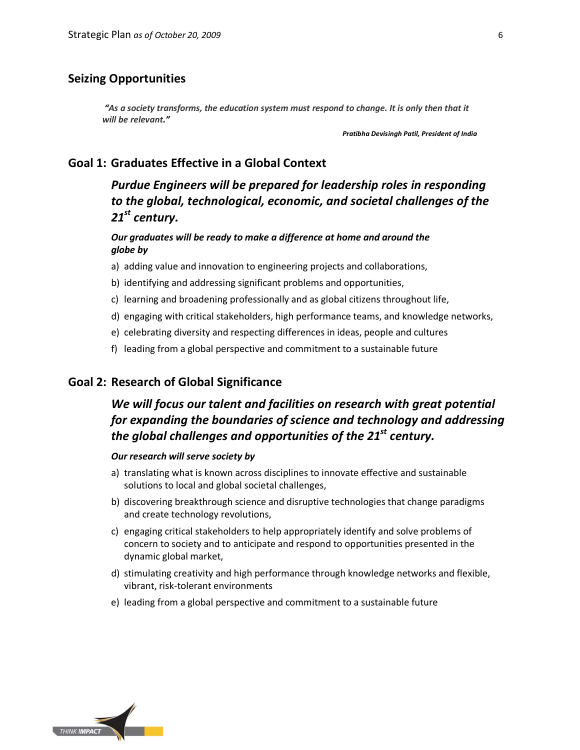## Seizing Opportunities

> ***"As a society transforms, the education system must respond to change. It is only then that it will be relevant."***
>
> ***Pratibha Devisingh Patil, President of India***

## Goal 1: Graduates Effective in a Global Context

### *Purdue Engineers will be prepared for leadership roles in responding to the global, technological, economic, and societal challenges of the 21st century.*

***Our graduates will be ready to make a difference at home and around the globe by***

a) adding value and innovation to engineering projects and collaborations,
b) identifying and addressing significant problems and opportunities,
c) learning and broadening professionally and as global citizens throughout life,
d) engaging with critical stakeholders, high performance teams, and knowledge networks,
e) celebrating diversity and respecting differences in ideas, people and cultures
f) leading from a global perspective and commitment to a sustainable future

## Goal 2: Research of Global Significance

### *We will focus our talent and facilities on research with great potential for expanding the boundaries of science and technology and addressing the global challenges and opportunities of the 21st century.*

***Our research will serve society by***

a) translating what is known across disciplines to innovate effective and sustainable solutions to local and global societal challenges,
b) discovering breakthrough science and disruptive technologies that change paradigms and create technology revolutions,
c) engaging critical stakeholders to help appropriately identify and solve problems of concern to society and to anticipate and respond to opportunities presented in the dynamic global market,
d) stimulating creativity and high performance through knowledge networks and flexible, vibrant, risk-tolerant environments
e) leading from a global perspective and commitment to a sustainable future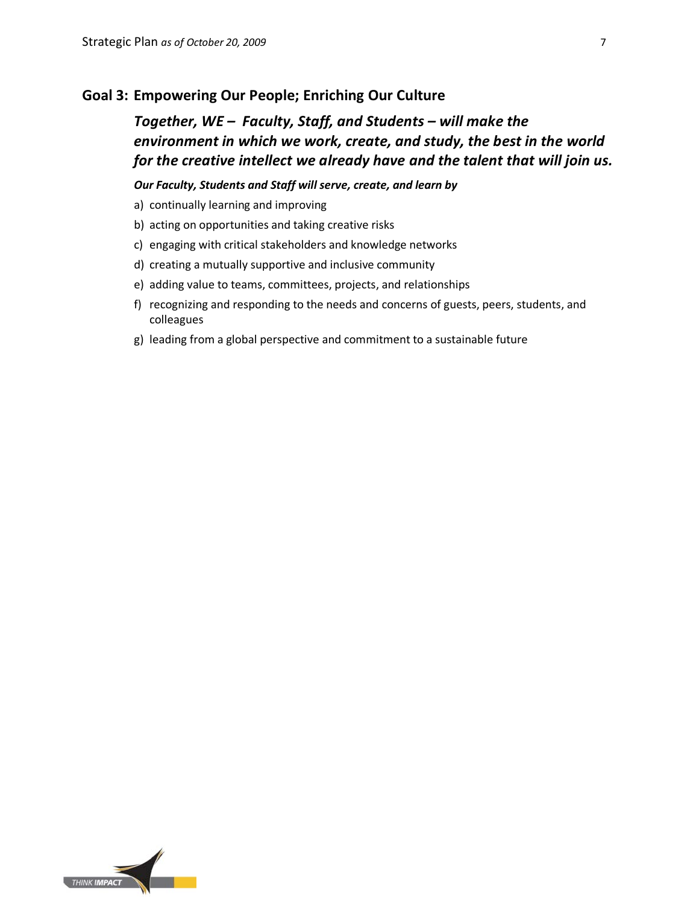## Goal 3: Empowering Our People; Enriching Our Culture

***Together, WE – Faculty, Staff, and Students – will make the environment in which we work, create, and study, the best in the world for the creative intellect we already have and the talent that will join us.***

***Our Faculty, Students and Staff will serve, create, and learn by***

a) continually learning and improving
b) acting on opportunities and taking creative risks
c) engaging with critical stakeholders and knowledge networks
d) creating a mutually supportive and inclusive community
e) adding value to teams, committees, projects, and relationships
f) recognizing and responding to the needs and concerns of guests, peers, students, and colleagues
g) leading from a global perspective and commitment to a sustainable future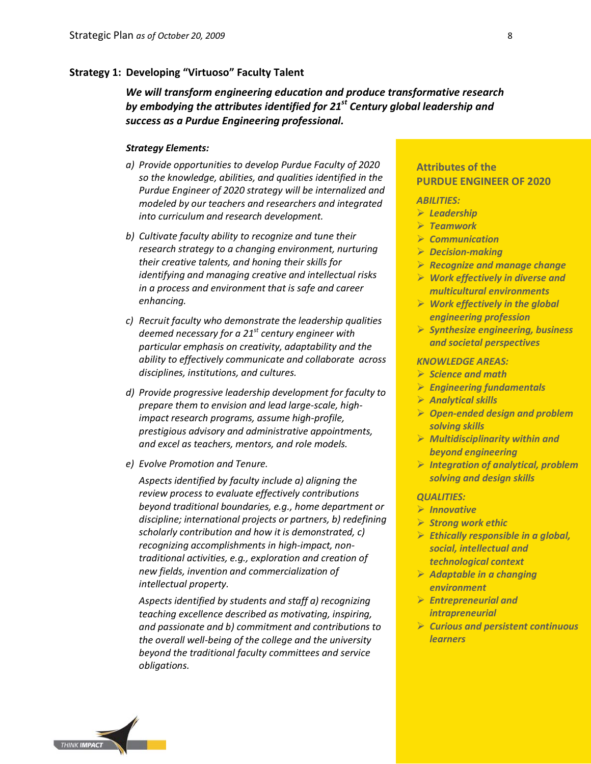## Strategy 1: Developing "Virtuoso" Faculty Talent

***We will transform engineering education and produce transformative research by embodying the attributes identified for 21st Century global leadership and success as a Purdue Engineering professional.***

***Strategy Elements:***

*a) Provide opportunities to develop Purdue Faculty of 2020 so the knowledge, abilities, and qualities identified in the Purdue Engineer of 2020 strategy will be internalized and modeled by our teachers and researchers and integrated into curriculum and research development.*

*b) Cultivate faculty ability to recognize and tune their research strategy to a changing environment, nurturing their creative talents, and honing their skills for identifying and managing creative and intellectual risks in a process and environment that is safe and career enhancing.*

*c) Recruit faculty who demonstrate the leadership qualities deemed necessary for a 21st century engineer with particular emphasis on creativity, adaptability and the ability to effectively communicate and collaborate across disciplines, institutions, and cultures.*

*d) Provide progressive leadership development for faculty to prepare them to envision and lead large-scale, high-impact research programs, assume high-profile, prestigious advisory and administrative appointments, and excel as teachers, mentors, and role models.*

*e) Evolve Promotion and Tenure.*

*Aspects identified by faculty include a) aligning the review process to evaluate effectively contributions beyond traditional boundaries, e.g., home department or discipline; international projects or partners, b) redefining scholarly contribution and how it is demonstrated, c) recognizing accomplishments in high-impact, non-traditional activities, e.g., exploration and creation of new fields, invention and commercialization of intellectual property.*

*Aspects identified by students and staff a) recognizing teaching excellence described as motivating, inspiring, and passionate and b) commitment and contributions to the overall well-being of the college and the university beyond the traditional faculty committees and service obligations.*

### Attributes of the PURDUE ENGINEER OF 2020

***ABILITIES:***

- ***Leadership***
- ***Teamwork***
- ***Communication***
- ***Decision-making***
- ***Recognize and manage change***
- ***Work effectively in diverse and multicultural environments***
- ***Work effectively in the global engineering profession***
- ***Synthesize engineering, business and societal perspectives***

***KNOWLEDGE AREAS:***

- ***Science and math***
- ***Engineering fundamentals***
- ***Analytical skills***
- ***Open-ended design and problem solving skills***
- ***Multidisciplinarity within and beyond engineering***
- ***Integration of analytical, problem solving and design skills***

***QUALITIES:***

- ***Innovative***
- ***Strong work ethic***
- ***Ethically responsible in a global, social, intellectual and technological context***
- ***Adaptable in a changing environment***
- ***Entrepreneurial and intrapreneurial***
- ***Curious and persistent continuous learners***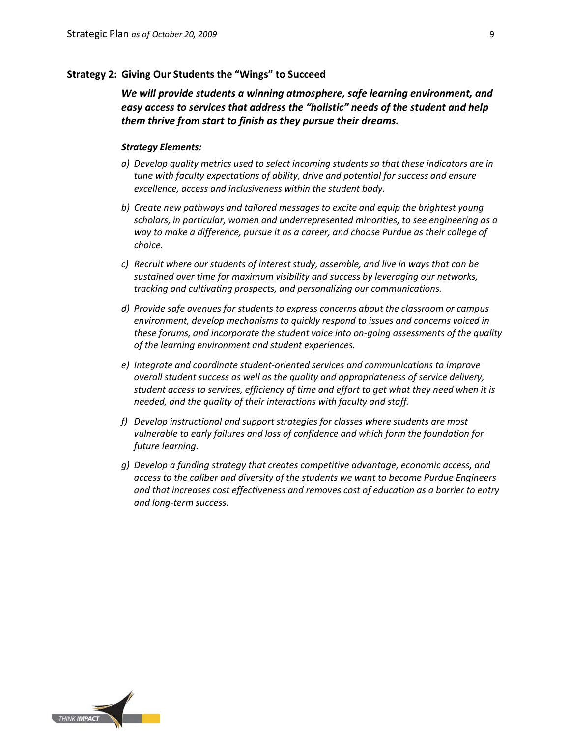## Strategy 2: Giving Our Students the "Wings" to Succeed

***We will provide students a winning atmosphere, safe learning environment, and easy access to services that address the "holistic" needs of the student and help them thrive from start to finish as they pursue their dreams.***

***Strategy Elements:***

a) *Develop quality metrics used to select incoming students so that these indicators are in tune with faculty expectations of ability, drive and potential for success and ensure excellence, access and inclusiveness within the student body.*

b) *Create new pathways and tailored messages to excite and equip the brightest young scholars, in particular, women and underrepresented minorities, to see engineering as a way to make a difference, pursue it as a career, and choose Purdue as their college of choice.*

c) *Recruit where our students of interest study, assemble, and live in ways that can be sustained over time for maximum visibility and success by leveraging our networks, tracking and cultivating prospects, and personalizing our communications.*

d) *Provide safe avenues for students to express concerns about the classroom or campus environment, develop mechanisms to quickly respond to issues and concerns voiced in these forums, and incorporate the student voice into on-going assessments of the quality of the learning environment and student experiences.*

e) *Integrate and coordinate student-oriented services and communications to improve overall student success as well as the quality and appropriateness of service delivery, student access to services, efficiency of time and effort to get what they need when it is needed, and the quality of their interactions with faculty and staff.*

f) *Develop instructional and support strategies for classes where students are most vulnerable to early failures and loss of confidence and which form the foundation for future learning.*

g) *Develop a funding strategy that creates competitive advantage, economic access, and access to the caliber and diversity of the students we want to become Purdue Engineers and that increases cost effectiveness and removes cost of education as a barrier to entry and long-term success.*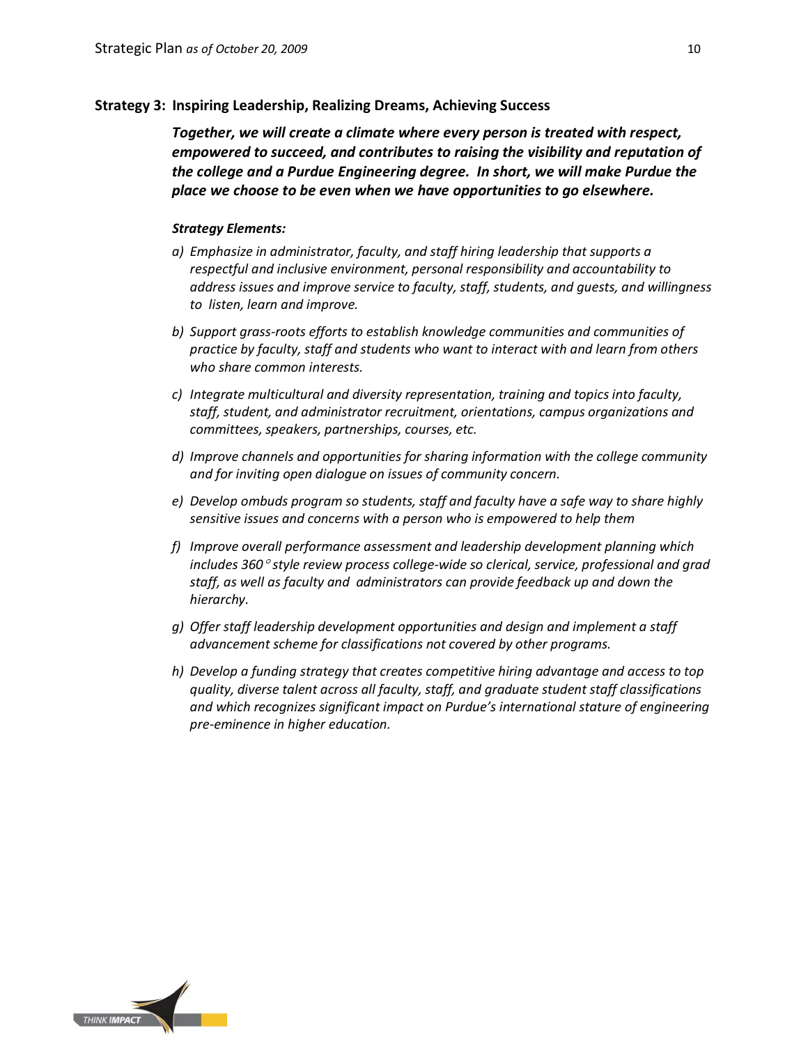**Strategy 3: Inspiring Leadership, Realizing Dreams, Achieving Success**

***Together, we will create a climate where every person is treated with respect, empowered to succeed, and contributes to raising the visibility and reputation of the college and a Purdue Engineering degree. In short, we will make Purdue the place we choose to be even when we have opportunities to go elsewhere.***

***Strategy Elements:***

*a) Emphasize in administrator, faculty, and staff hiring leadership that supports a respectful and inclusive environment, personal responsibility and accountability to address issues and improve service to faculty, staff, students, and guests, and willingness to listen, learn and improve.*

*b) Support grass-roots efforts to establish knowledge communities and communities of practice by faculty, staff and students who want to interact with and learn from others who share common interests.*

*c) Integrate multicultural and diversity representation, training and topics into faculty, staff, student, and administrator recruitment, orientations, campus organizations and committees, speakers, partnerships, courses, etc.*

*d) Improve channels and opportunities for sharing information with the college community and for inviting open dialogue on issues of community concern.*

*e) Develop ombuds program so students, staff and faculty have a safe way to share highly sensitive issues and concerns with a person who is empowered to help them*

*f) Improve overall performance assessment and leadership development planning which includes 360° style review process college-wide so clerical, service, professional and grad staff, as well as faculty and administrators can provide feedback up and down the hierarchy.*

*g) Offer staff leadership development opportunities and design and implement a staff advancement scheme for classifications not covered by other programs.*

*h) Develop a funding strategy that creates competitive hiring advantage and access to top quality, diverse talent across all faculty, staff, and graduate student staff classifications and which recognizes significant impact on Purdue's international stature of engineering pre-eminence in higher education.*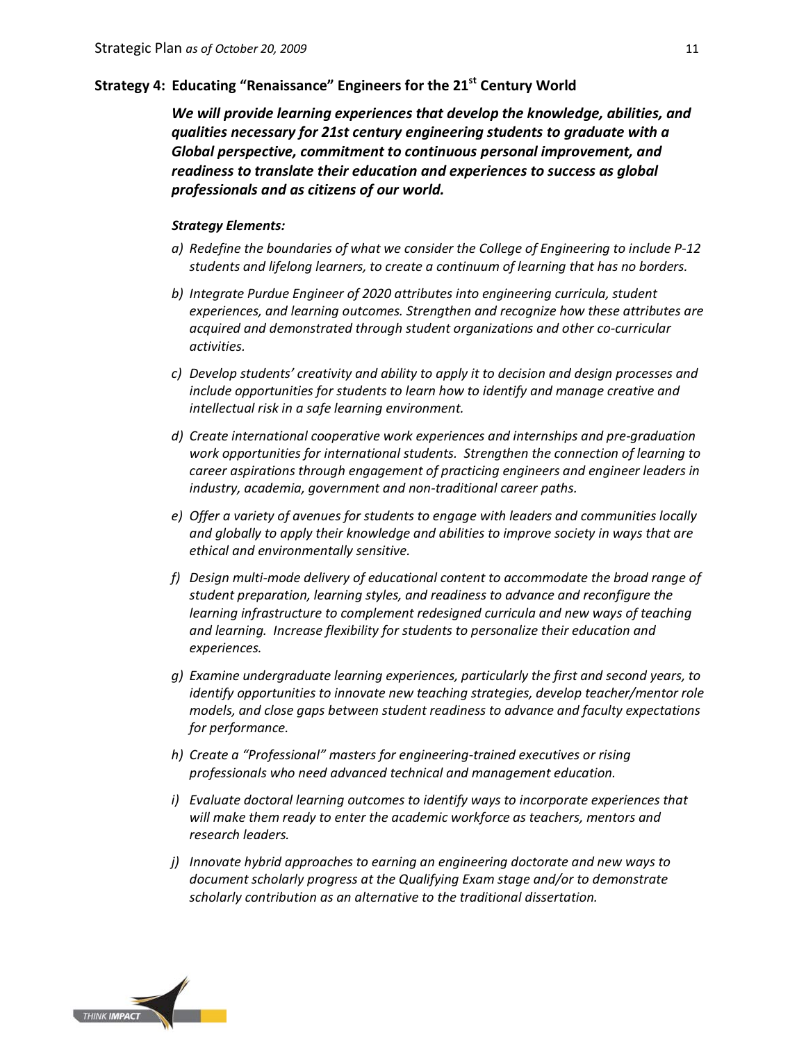### Strategy 4: Educating "Renaissance" Engineers for the 21st Century World

***We will provide learning experiences that develop the knowledge, abilities, and qualities necessary for 21st century engineering students to graduate with a Global perspective, commitment to continuous personal improvement, and readiness to translate their education and experiences to success as global professionals and as citizens of our world.***

***Strategy Elements:***

*a) Redefine the boundaries of what we consider the College of Engineering to include P-12 students and lifelong learners, to create a continuum of learning that has no borders.*

*b) Integrate Purdue Engineer of 2020 attributes into engineering curricula, student experiences, and learning outcomes. Strengthen and recognize how these attributes are acquired and demonstrated through student organizations and other co-curricular activities.*

*c) Develop students' creativity and ability to apply it to decision and design processes and include opportunities for students to learn how to identify and manage creative and intellectual risk in a safe learning environment.*

*d) Create international cooperative work experiences and internships and pre-graduation work opportunities for international students. Strengthen the connection of learning to career aspirations through engagement of practicing engineers and engineer leaders in industry, academia, government and non-traditional career paths.*

*e) Offer a variety of avenues for students to engage with leaders and communities locally and globally to apply their knowledge and abilities to improve society in ways that are ethical and environmentally sensitive.*

*f) Design multi-mode delivery of educational content to accommodate the broad range of student preparation, learning styles, and readiness to advance and reconfigure the learning infrastructure to complement redesigned curricula and new ways of teaching and learning. Increase flexibility for students to personalize their education and experiences.*

*g) Examine undergraduate learning experiences, particularly the first and second years, to identify opportunities to innovate new teaching strategies, develop teacher/mentor role models, and close gaps between student readiness to advance and faculty expectations for performance.*

*h) Create a "Professional" masters for engineering-trained executives or rising professionals who need advanced technical and management education.*

*i) Evaluate doctoral learning outcomes to identify ways to incorporate experiences that will make them ready to enter the academic workforce as teachers, mentors and research leaders.*

*j) Innovate hybrid approaches to earning an engineering doctorate and new ways to document scholarly progress at the Qualifying Exam stage and/or to demonstrate scholarly contribution as an alternative to the traditional dissertation.*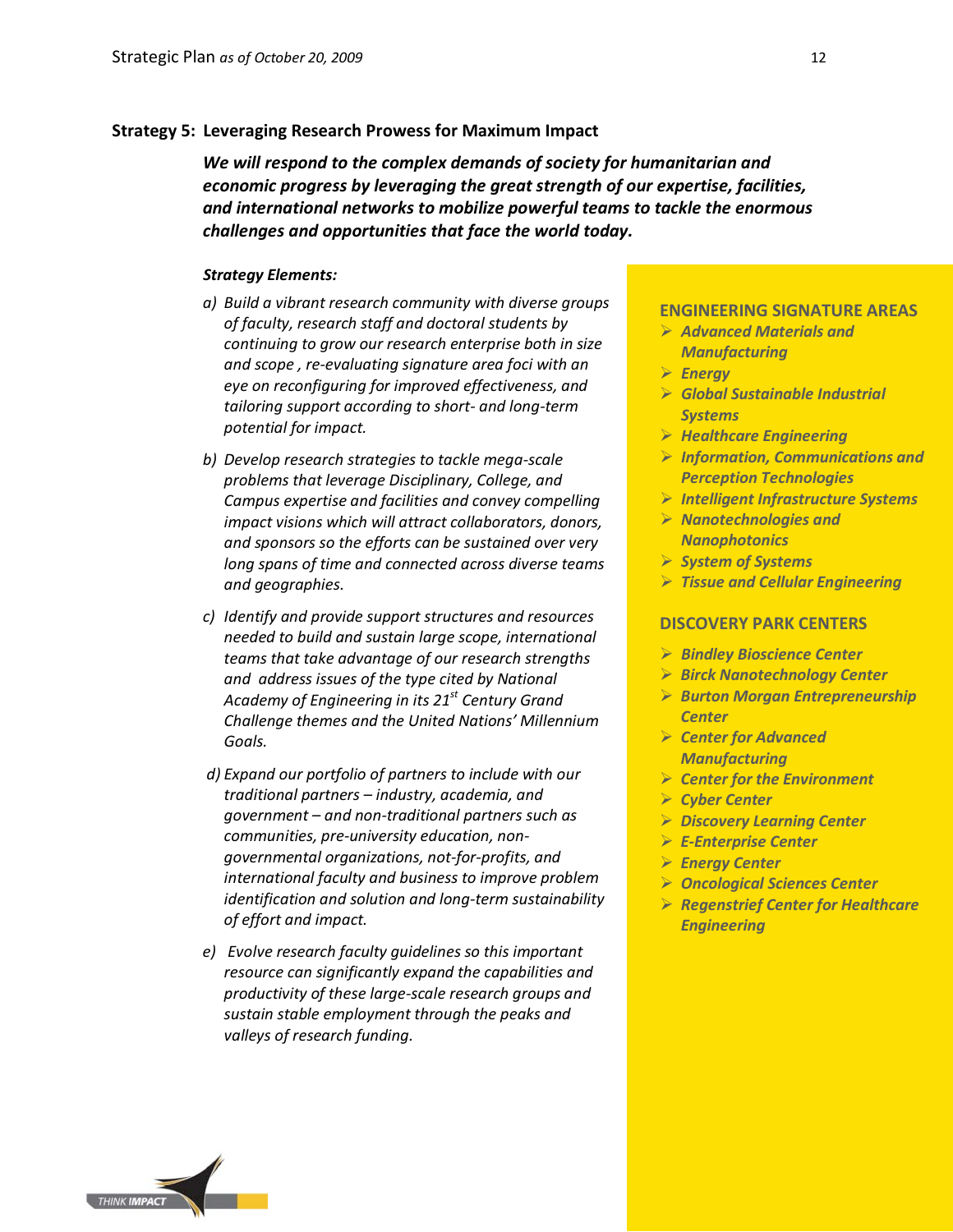## Strategy 5: Leveraging Research Prowess for Maximum Impact

***We will respond to the complex demands of society for humanitarian and economic progress by leveraging the great strength of our expertise, facilities, and international networks to mobilize powerful teams to tackle the enormous challenges and opportunities that face the world today.***

***Strategy Elements:***

*a) Build a vibrant research community with diverse groups of faculty, research staff and doctoral students by continuing to grow our research enterprise both in size and scope , re-evaluating signature area foci with an eye on reconfiguring for improved effectiveness, and tailoring support according to short- and long-term potential for impact.*

*b) Develop research strategies to tackle mega-scale problems that leverage Disciplinary, College, and Campus expertise and facilities and convey compelling impact visions which will attract collaborators, donors, and sponsors so the efforts can be sustained over very long spans of time and connected across diverse teams and geographies.*

*c) Identify and provide support structures and resources needed to build and sustain large scope, international teams that take advantage of our research strengths and address issues of the type cited by National Academy of Engineering in its 21st Century Grand Challenge themes and the United Nations' Millennium Goals.*

*d) Expand our portfolio of partners to include with our traditional partners – industry, academia, and government – and non-traditional partners such as communities, pre-university education, non-governmental organizations, not-for-profits, and international faculty and business to improve problem identification and solution and long-term sustainability of effort and impact.*

*e) Evolve research faculty guidelines so this important resource can significantly expand the capabilities and productivity of these large-scale research groups and sustain stable employment through the peaks and valleys of research funding.*

**ENGINEERING SIGNATURE AREAS**

- ***Advanced Materials and Manufacturing***
- ***Energy***
- ***Global Sustainable Industrial Systems***
- ***Healthcare Engineering***
- ***Information, Communications and Perception Technologies***
- ***Intelligent Infrastructure Systems***
- ***Nanotechnologies and Nanophotonics***
- ***System of Systems***
- ***Tissue and Cellular Engineering***

**DISCOVERY PARK CENTERS**

- ***Bindley Bioscience Center***
- ***Birck Nanotechnology Center***
- ***Burton Morgan Entrepreneurship Center***
- ***Center for Advanced Manufacturing***
- ***Center for the Environment***
- ***Cyber Center***
- ***Discovery Learning Center***
- ***E-Enterprise Center***
- ***Energy Center***
- ***Oncological Sciences Center***
- ***Regenstrief Center for Healthcare Engineering***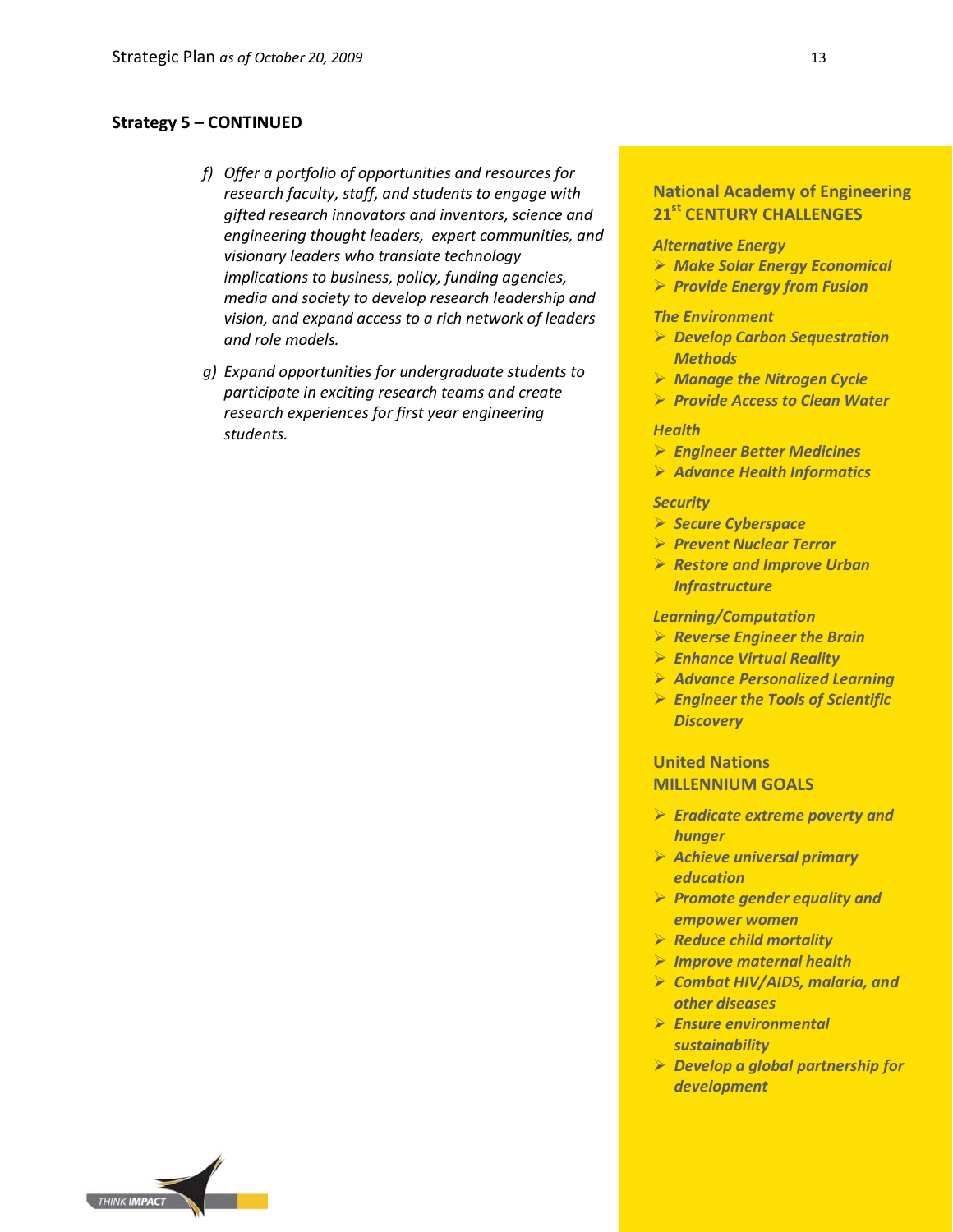### Strategy 5 – CONTINUED

f) *Offer a portfolio of opportunities and resources for research faculty, staff, and students to engage with gifted research innovators and inventors, science and engineering thought leaders, expert communities, and visionary leaders who translate technology implications to business, policy, funding agencies, media and society to develop research leadership and vision, and expand access to a rich network of leaders and role models.*

g) *Expand opportunities for undergraduate students to participate in exciting research teams and create research experiences for first year engineering students.*

---

**National Academy of Engineering 21st CENTURY CHALLENGES**

*Alternative Energy*

- ***Make Solar Energy Economical***
- ***Provide Energy from Fusion***

*The Environment*

- ***Develop Carbon Sequestration Methods***
- ***Manage the Nitrogen Cycle***
- ***Provide Access to Clean Water***

*Health*

- ***Engineer Better Medicines***
- ***Advance Health Informatics***

*Security*

- ***Secure Cyberspace***
- ***Prevent Nuclear Terror***
- ***Restore and Improve Urban Infrastructure***

*Learning/Computation*

- ***Reverse Engineer the Brain***
- ***Enhance Virtual Reality***
- ***Advance Personalized Learning***
- ***Engineer the Tools of Scientific Discovery***

**United Nations MILLENNIUM GOALS**

- ***Eradicate extreme poverty and hunger***
- ***Achieve universal primary education***
- ***Promote gender equality and empower women***
- ***Reduce child mortality***
- ***Improve maternal health***
- ***Combat HIV/AIDS, malaria, and other diseases***
- ***Ensure environmental sustainability***
- ***Develop a global partnership for development***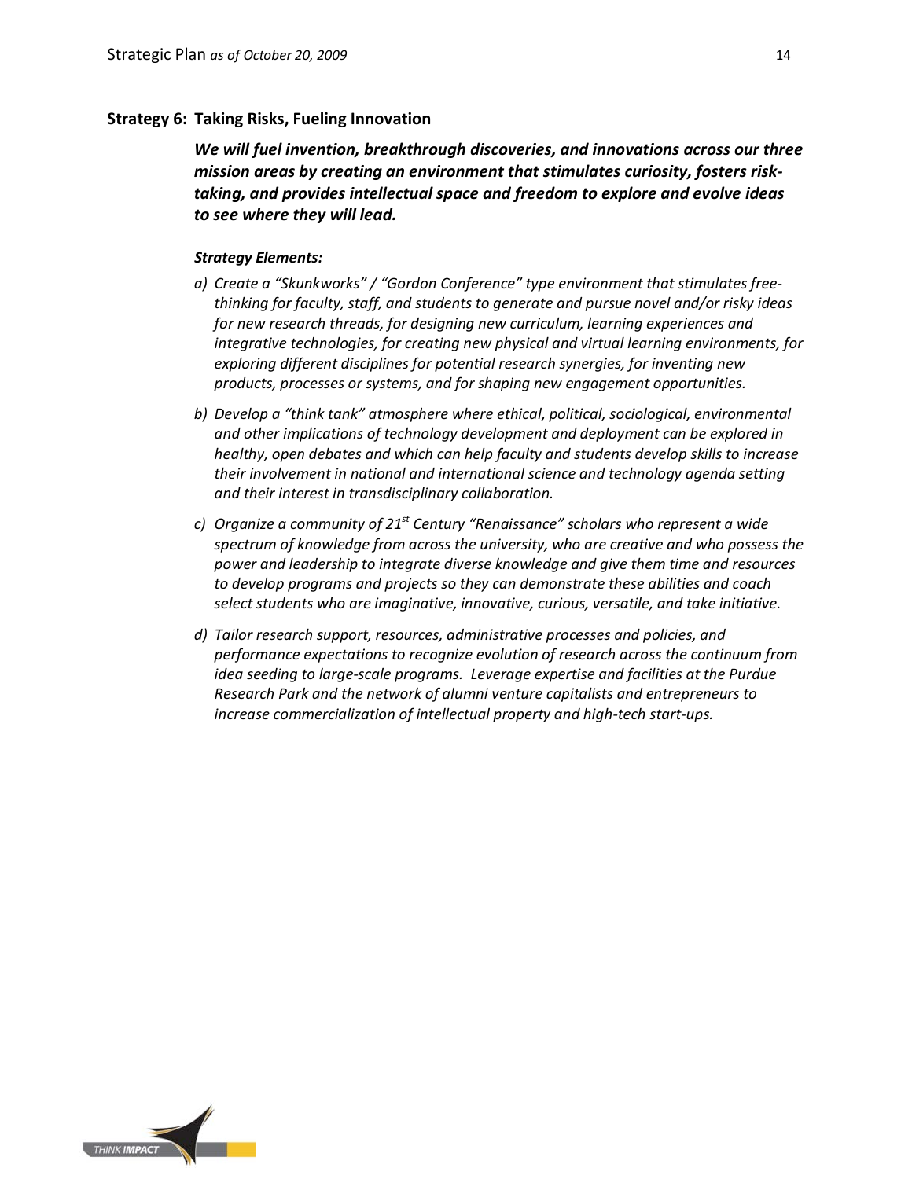## Strategy 6: Taking Risks, Fueling Innovation

***We will fuel invention, breakthrough discoveries, and innovations across our three mission areas by creating an environment that stimulates curiosity, fosters risk-taking, and provides intellectual space and freedom to explore and evolve ideas to see where they will lead.***

***Strategy Elements:***

a) *Create a "Skunkworks" / "Gordon Conference" type environment that stimulates free-thinking for faculty, staff, and students to generate and pursue novel and/or risky ideas for new research threads, for designing new curriculum, learning experiences and integrative technologies, for creating new physical and virtual learning environments, for exploring different disciplines for potential research synergies, for inventing new products, processes or systems, and for shaping new engagement opportunities.*

b) *Develop a "think tank" atmosphere where ethical, political, sociological, environmental and other implications of technology development and deployment can be explored in healthy, open debates and which can help faculty and students develop skills to increase their involvement in national and international science and technology agenda setting and their interest in transdisciplinary collaboration.*

c) *Organize a community of 21st Century "Renaissance" scholars who represent a wide spectrum of knowledge from across the university, who are creative and who possess the power and leadership to integrate diverse knowledge and give them time and resources to develop programs and projects so they can demonstrate these abilities and coach select students who are imaginative, innovative, curious, versatile, and take initiative.*

d) *Tailor research support, resources, administrative processes and policies, and performance expectations to recognize evolution of research across the continuum from idea seeding to large-scale programs. Leverage expertise and facilities at the Purdue Research Park and the network of alumni venture capitalists and entrepreneurs to increase commercialization of intellectual property and high-tech start-ups.*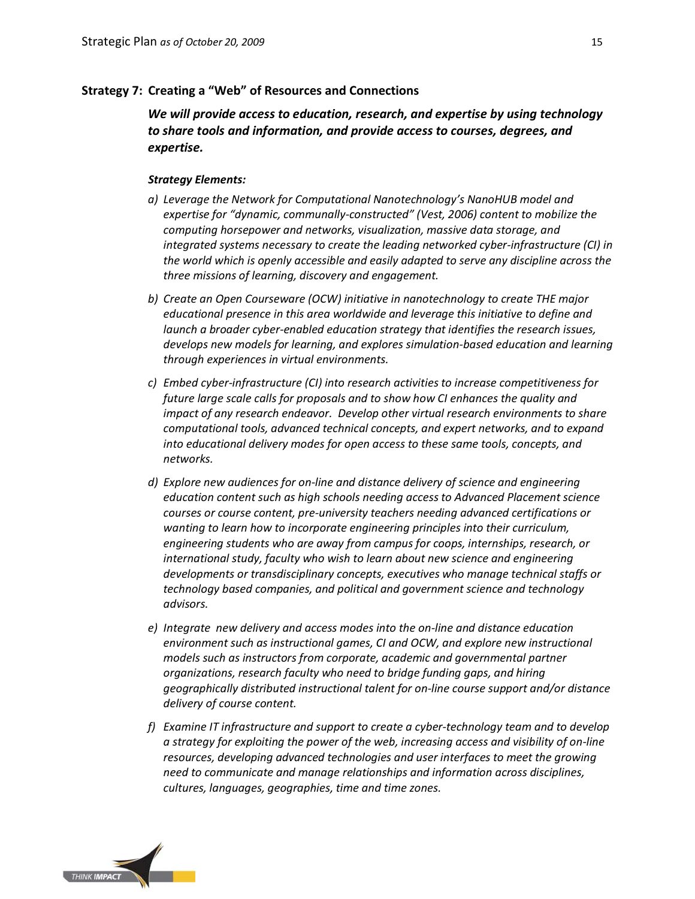### Strategy 7: Creating a "Web" of Resources and Connections

***We will provide access to education, research, and expertise by using technology to share tools and information, and provide access to courses, degrees, and expertise.***

***Strategy Elements:***

a) *Leverage the Network for Computational Nanotechnology's NanoHUB model and expertise for "dynamic, communally-constructed" (Vest, 2006) content to mobilize the computing horsepower and networks, visualization, massive data storage, and integrated systems necessary to create the leading networked cyber-infrastructure (CI) in the world which is openly accessible and easily adapted to serve any discipline across the three missions of learning, discovery and engagement.*

b) *Create an Open Courseware (OCW) initiative in nanotechnology to create THE major educational presence in this area worldwide and leverage this initiative to define and launch a broader cyber-enabled education strategy that identifies the research issues, develops new models for learning, and explores simulation-based education and learning through experiences in virtual environments.*

c) *Embed cyber-infrastructure (CI) into research activities to increase competitiveness for future large scale calls for proposals and to show how CI enhances the quality and impact of any research endeavor. Develop other virtual research environments to share computational tools, advanced technical concepts, and expert networks, and to expand into educational delivery modes for open access to these same tools, concepts, and networks.*

d) *Explore new audiences for on-line and distance delivery of science and engineering education content such as high schools needing access to Advanced Placement science courses or course content, pre-university teachers needing advanced certifications or wanting to learn how to incorporate engineering principles into their curriculum, engineering students who are away from campus for coops, internships, research, or international study, faculty who wish to learn about new science and engineering developments or transdisciplinary concepts, executives who manage technical staffs or technology based companies, and political and government science and technology advisors.*

e) *Integrate new delivery and access modes into the on-line and distance education environment such as instructional games, CI and OCW, and explore new instructional models such as instructors from corporate, academic and governmental partner organizations, research faculty who need to bridge funding gaps, and hiring geographically distributed instructional talent for on-line course support and/or distance delivery of course content.*

f) *Examine IT infrastructure and support to create a cyber-technology team and to develop a strategy for exploiting the power of the web, increasing access and visibility of on-line resources, developing advanced technologies and user interfaces to meet the growing need to communicate and manage relationships and information across disciplines, cultures, languages, geographies, time and time zones.*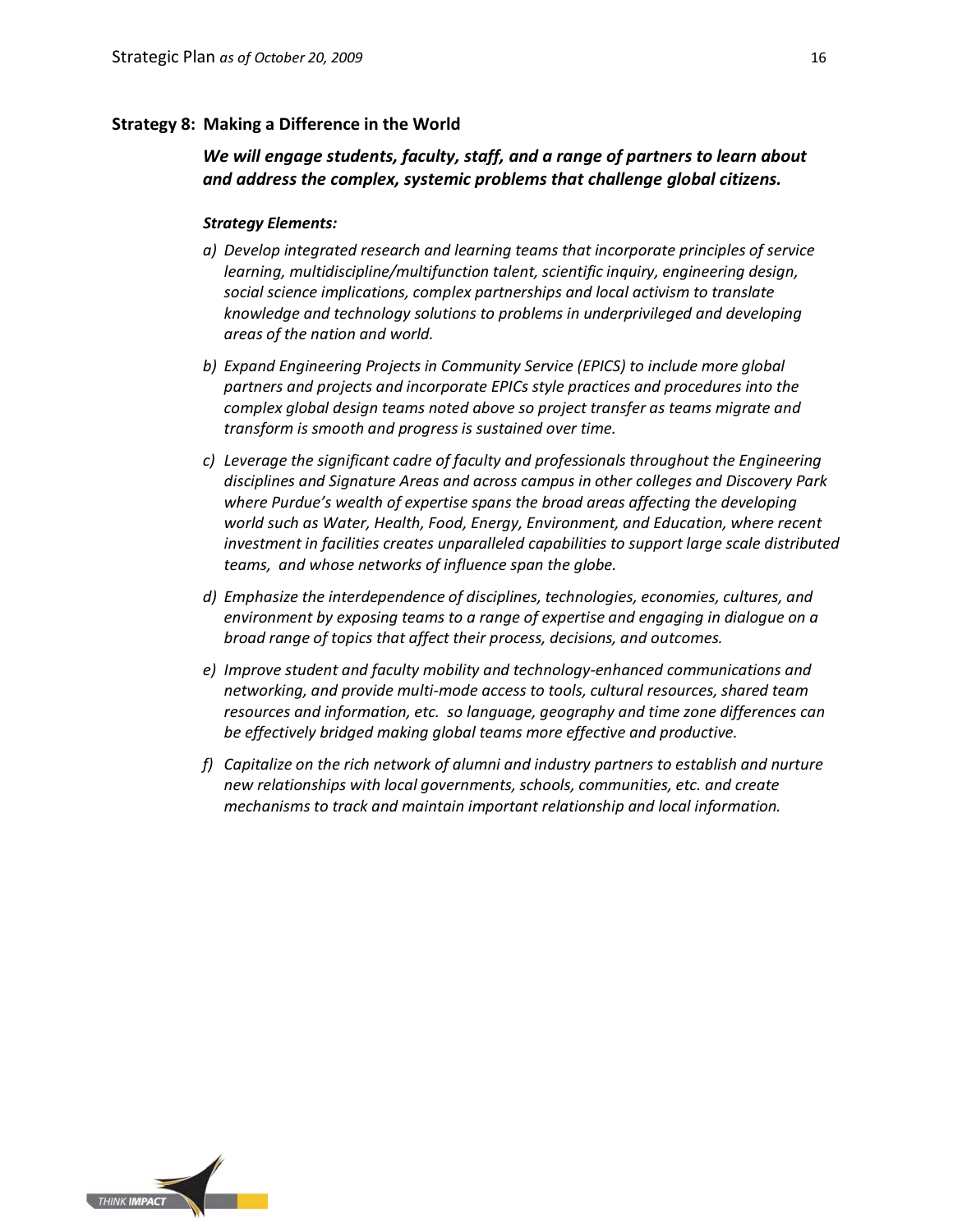## Strategy 8: Making a Difference in the World

***We will engage students, faculty, staff, and a range of partners to learn about and address the complex, systemic problems that challenge global citizens.***

***Strategy Elements:***

a) *Develop integrated research and learning teams that incorporate principles of service learning, multidiscipline/multifunction talent, scientific inquiry, engineering design, social science implications, complex partnerships and local activism to translate knowledge and technology solutions to problems in underprivileged and developing areas of the nation and world.*

b) *Expand Engineering Projects in Community Service (EPICS) to include more global partners and projects and incorporate EPICs style practices and procedures into the complex global design teams noted above so project transfer as teams migrate and transform is smooth and progress is sustained over time.*

c) *Leverage the significant cadre of faculty and professionals throughout the Engineering disciplines and Signature Areas and across campus in other colleges and Discovery Park where Purdue's wealth of expertise spans the broad areas affecting the developing world such as Water, Health, Food, Energy, Environment, and Education, where recent investment in facilities creates unparalleled capabilities to support large scale distributed teams, and whose networks of influence span the globe.*

d) *Emphasize the interdependence of disciplines, technologies, economies, cultures, and environment by exposing teams to a range of expertise and engaging in dialogue on a broad range of topics that affect their process, decisions, and outcomes.*

e) *Improve student and faculty mobility and technology-enhanced communications and networking, and provide multi-mode access to tools, cultural resources, shared team resources and information, etc. so language, geography and time zone differences can be effectively bridged making global teams more effective and productive.*

f) *Capitalize on the rich network of alumni and industry partners to establish and nurture new relationships with local governments, schools, communities, etc. and create mechanisms to track and maintain important relationship and local information.*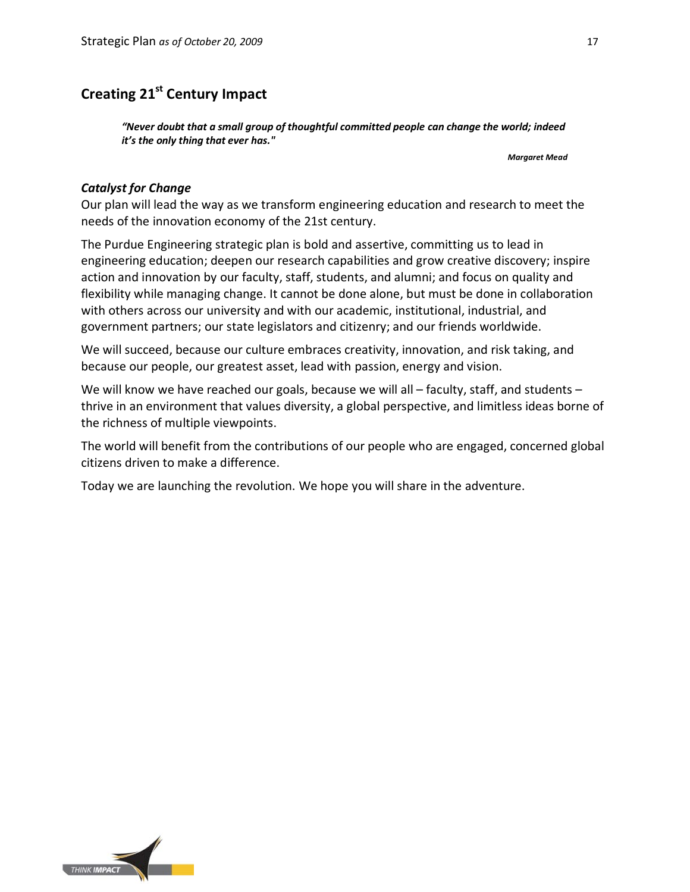## Creating 21st Century Impact

> ***"Never doubt that a small group of thoughtful committed people can change the world; indeed it's the only thing that ever has."***
>
> ***Margaret Mead***

### *Catalyst for Change*

Our plan will lead the way as we transform engineering education and research to meet the needs of the innovation economy of the 21st century.

The Purdue Engineering strategic plan is bold and assertive, committing us to lead in engineering education; deepen our research capabilities and grow creative discovery; inspire action and innovation by our faculty, staff, students, and alumni; and focus on quality and flexibility while managing change. It cannot be done alone, but must be done in collaboration with others across our university and with our academic, institutional, industrial, and government partners; our state legislators and citizenry; and our friends worldwide.

We will succeed, because our culture embraces creativity, innovation, and risk taking, and because our people, our greatest asset, lead with passion, energy and vision.

We will know we have reached our goals, because we will all – faculty, staff, and students – thrive in an environment that values diversity, a global perspective, and limitless ideas borne of the richness of multiple viewpoints.

The world will benefit from the contributions of our people who are engaged, concerned global citizens driven to make a difference.

Today we are launching the revolution. We hope you will share in the adventure.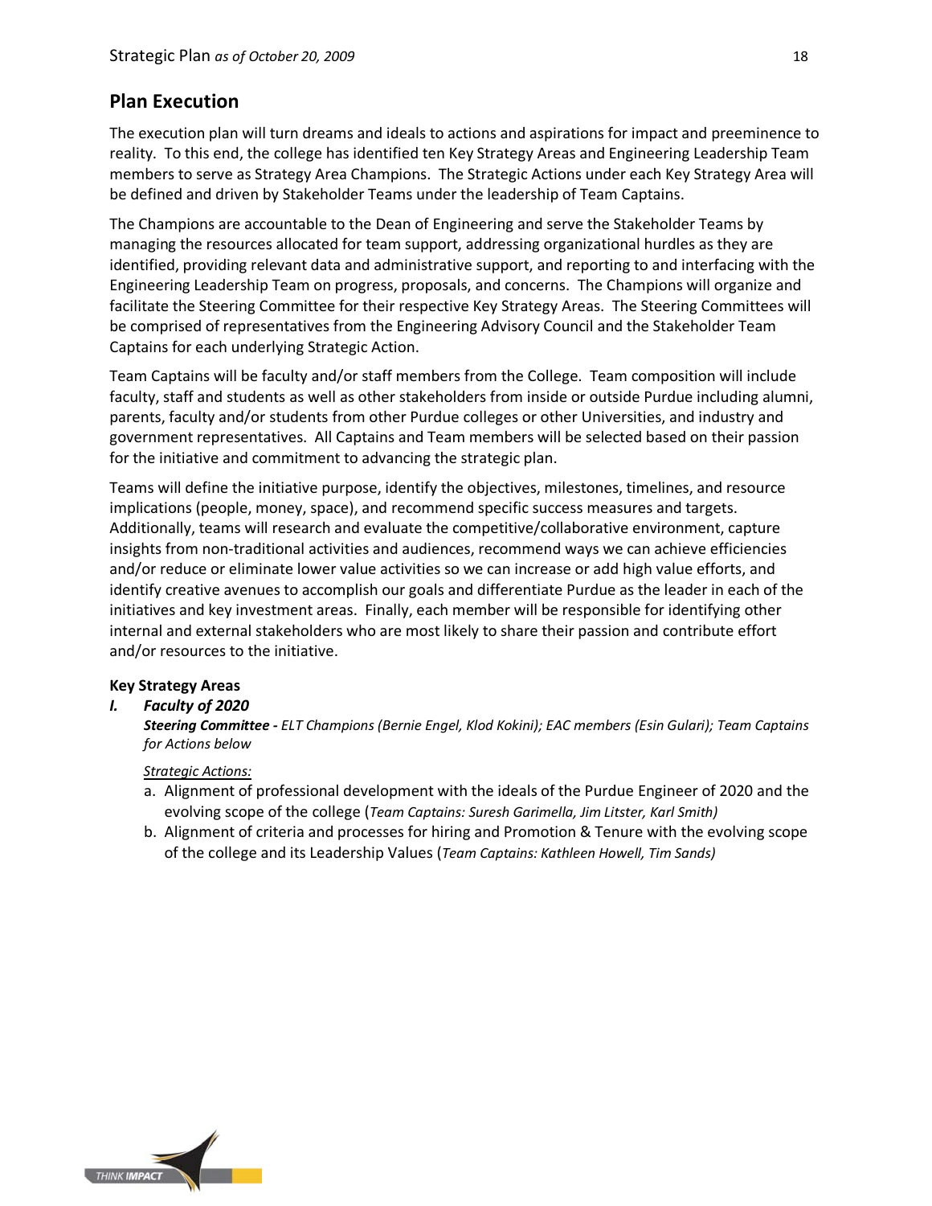## Plan Execution

The execution plan will turn dreams and ideals to actions and aspirations for impact and preeminence to reality. To this end, the college has identified ten Key Strategy Areas and Engineering Leadership Team members to serve as Strategy Area Champions. The Strategic Actions under each Key Strategy Area will be defined and driven by Stakeholder Teams under the leadership of Team Captains.

The Champions are accountable to the Dean of Engineering and serve the Stakeholder Teams by managing the resources allocated for team support, addressing organizational hurdles as they are identified, providing relevant data and administrative support, and reporting to and interfacing with the Engineering Leadership Team on progress, proposals, and concerns. The Champions will organize and facilitate the Steering Committee for their respective Key Strategy Areas. The Steering Committees will be comprised of representatives from the Engineering Advisory Council and the Stakeholder Team Captains for each underlying Strategic Action.

Team Captains will be faculty and/or staff members from the College. Team composition will include faculty, staff and students as well as other stakeholders from inside or outside Purdue including alumni, parents, faculty and/or students from other Purdue colleges or other Universities, and industry and government representatives. All Captains and Team members will be selected based on their passion for the initiative and commitment to advancing the strategic plan.

Teams will define the initiative purpose, identify the objectives, milestones, timelines, and resource implications (people, money, space), and recommend specific success measures and targets. Additionally, teams will research and evaluate the competitive/collaborative environment, capture insights from non-traditional activities and audiences, recommend ways we can achieve efficiencies and/or reduce or eliminate lower value activities so we can increase or add high value efforts, and identify creative avenues to accomplish our goals and differentiate Purdue as the leader in each of the initiatives and key investment areas. Finally, each member will be responsible for identifying other internal and external stakeholders who are most likely to share their passion and contribute effort and/or resources to the initiative.

**Key Strategy Areas**

***I. Faculty of 2020***

***Steering Committee -*** *ELT Champions (Bernie Engel, Klod Kokini); EAC members (Esin Gulari); Team Captains for Actions below*

*Strategic Actions:*

a. Alignment of professional development with the ideals of the Purdue Engineer of 2020 and the evolving scope of the college (*Team Captains: Suresh Garimella, Jim Litster, Karl Smith)*
b. Alignment of criteria and processes for hiring and Promotion & Tenure with the evolving scope of the college and its Leadership Values (*Team Captains: Kathleen Howell, Tim Sands)*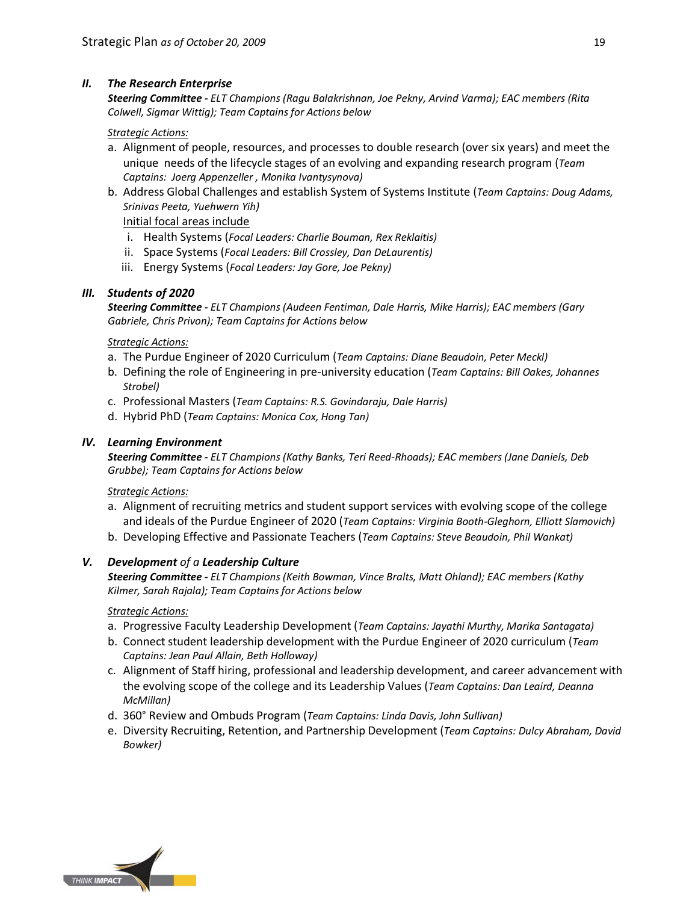### *II. The Research Enterprise*

***Steering Committee -*** *ELT Champions (Ragu Balakrishnan, Joe Pekny, Arvind Varma); EAC members (Rita Colwell, Sigmar Wittig); Team Captains for Actions below*

*Strategic Actions:*

a. Alignment of people, resources, and processes to double research (over six years) and meet the unique needs of the lifecycle stages of an evolving and expanding research program (*Team Captains: Joerg Appenzeller , Monika Ivantysynova)*
b. Address Global Challenges and establish System of Systems Institute (*Team Captains: Doug Adams, Srinivas Peeta, Yuehwern Yih)*

   Initial focal areas include

   i. Health Systems (*Focal Leaders: Charlie Bouman, Rex Reklaitis)*
   ii. Space Systems (*Focal Leaders: Bill Crossley, Dan DeLaurentis)*
   iii. Energy Systems (*Focal Leaders: Jay Gore, Joe Pekny)*

### *III. Students of 2020*

***Steering Committee -*** *ELT Champions (Audeen Fentiman, Dale Harris, Mike Harris); EAC members (Gary Gabriele, Chris Privon); Team Captains for Actions below*

*Strategic Actions:*

a. The Purdue Engineer of 2020 Curriculum (*Team Captains: Diane Beaudoin, Peter Meckl)*
b. Defining the role of Engineering in pre-university education (*Team Captains: Bill Oakes, Johannes Strobel)*
c. Professional Masters (*Team Captains: R.S. Govindaraju, Dale Harris)*
d. Hybrid PhD (*Team Captains: Monica Cox, Hong Tan)*

### *IV. Learning Environment*

***Steering Committee -*** *ELT Champions (Kathy Banks, Teri Reed-Rhoads); EAC members (Jane Daniels, Deb Grubbe); Team Captains for Actions below*

*Strategic Actions:*

a. Alignment of recruiting metrics and student support services with evolving scope of the college and ideals of the Purdue Engineer of 2020 (*Team Captains: Virginia Booth-Gleghorn, Elliott Slamovich)*
b. Developing Effective and Passionate Teachers (*Team Captains: Steve Beaudoin, Phil Wankat)*

### *V. **Development** of a **Leadership Culture***

***Steering Committee -*** *ELT Champions (Keith Bowman, Vince Bralts, Matt Ohland); EAC members (Kathy Kilmer, Sarah Rajala); Team Captains for Actions below*

*Strategic Actions:*

a. Progressive Faculty Leadership Development (*Team Captains: Jayathi Murthy, Marika Santagata)*
b. Connect student leadership development with the Purdue Engineer of 2020 curriculum (*Team Captains: Jean Paul Allain, Beth Holloway)*
c. Alignment of Staff hiring, professional and leadership development, and career advancement with the evolving scope of the college and its Leadership Values (*Team Captains: Dan Leaird, Deanna McMillan)*
d. 360° Review and Ombuds Program (*Team Captains: Linda Davis, John Sullivan)*
e. Diversity Recruiting, Retention, and Partnership Development (*Team Captains: Dulcy Abraham, David Bowker)*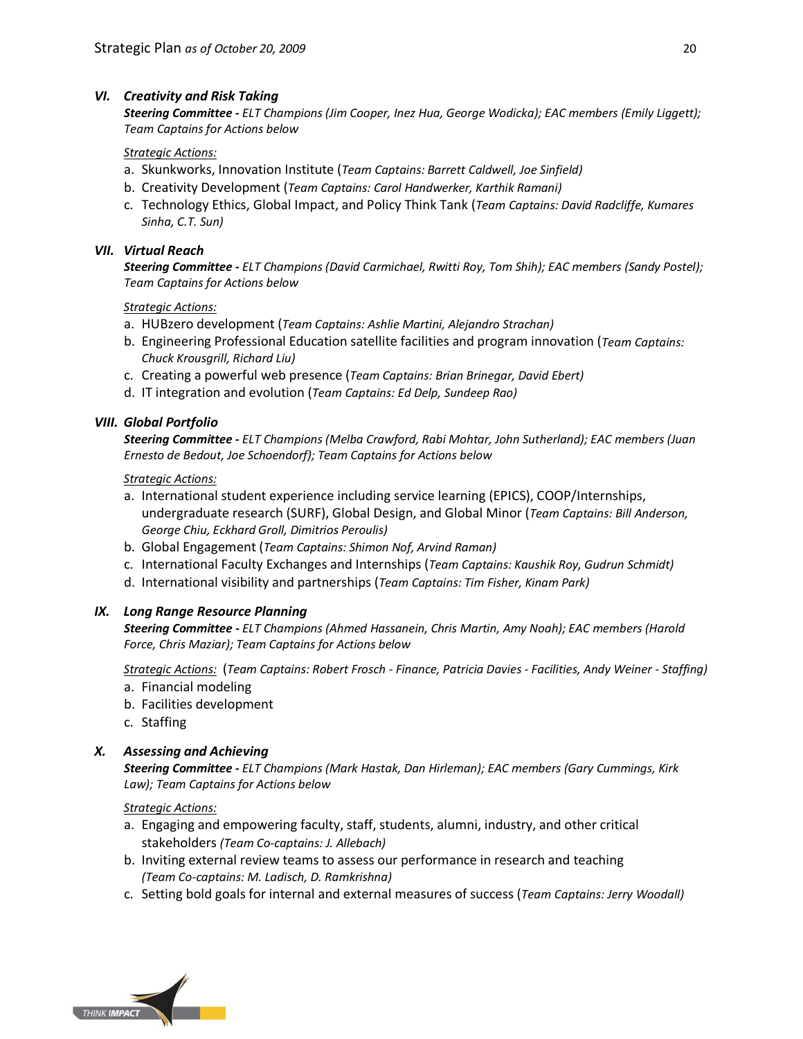### *VI. Creativity and Risk Taking*

***Steering Committee -*** *ELT Champions (Jim Cooper, Inez Hua, George Wodicka); EAC members (Emily Liggett); Team Captains for Actions below*

Strategic Actions:

a. Skunkworks, Innovation Institute (*Team Captains: Barrett Caldwell, Joe Sinfield)*
b. Creativity Development (*Team Captains: Carol Handwerker, Karthik Ramani)*
c. Technology Ethics, Global Impact, and Policy Think Tank (*Team Captains: David Radcliffe, Kumares Sinha, C.T. Sun)*

### *VII. Virtual Reach*

***Steering Committee -*** *ELT Champions (David Carmichael, Rwitti Roy, Tom Shih); EAC members (Sandy Postel); Team Captains for Actions below*

Strategic Actions:

a. HUBzero development (*Team Captains: Ashlie Martini, Alejandro Strachan)*
b. Engineering Professional Education satellite facilities and program innovation (*Team Captains: Chuck Krousgrill, Richard Liu)*
c. Creating a powerful web presence (*Team Captains: Brian Brinegar, David Ebert)*
d. IT integration and evolution (*Team Captains: Ed Delp, Sundeep Rao)*

### *VIII. Global Portfolio*

***Steering Committee -*** *ELT Champions (Melba Crawford, Rabi Mohtar, John Sutherland); EAC members (Juan Ernesto de Bedout, Joe Schoendorf); Team Captains for Actions below*

Strategic Actions:

a. International student experience including service learning (EPICS), COOP/Internships, undergraduate research (SURF), Global Design, and Global Minor (*Team Captains: Bill Anderson, George Chiu, Eckhard Groll, Dimitrios Peroulis)*
b. Global Engagement (*Team Captains: Shimon Nof, Arvind Raman)*
c. International Faculty Exchanges and Internships (*Team Captains: Kaushik Roy, Gudrun Schmidt)*
d. International visibility and partnerships (*Team Captains: Tim Fisher, Kinam Park)*

### *IX. Long Range Resource Planning*

***Steering Committee -*** *ELT Champions (Ahmed Hassanein, Chris Martin, Amy Noah); EAC members (Harold Force, Chris Maziar); Team Captains for Actions below*

Strategic Actions: (*Team Captains: Robert Frosch - Finance, Patricia Davies - Facilities, Andy Weiner - Staffing)*

a. Financial modeling
b. Facilities development
c. Staffing

### *X. Assessing and Achieving*

***Steering Committee -*** *ELT Champions (Mark Hastak, Dan Hirleman); EAC members (Gary Cummings, Kirk Law); Team Captains for Actions below*

Strategic Actions:

a. Engaging and empowering faculty, staff, students, alumni, industry, and other critical stakeholders *(Team Co-captains: J. Allebach)*
b. Inviting external review teams to assess our performance in research and teaching *(Team Co-captains: M. Ladisch, D. Ramkrishna)*
c. Setting bold goals for internal and external measures of success (*Team Captains: Jerry Woodall)*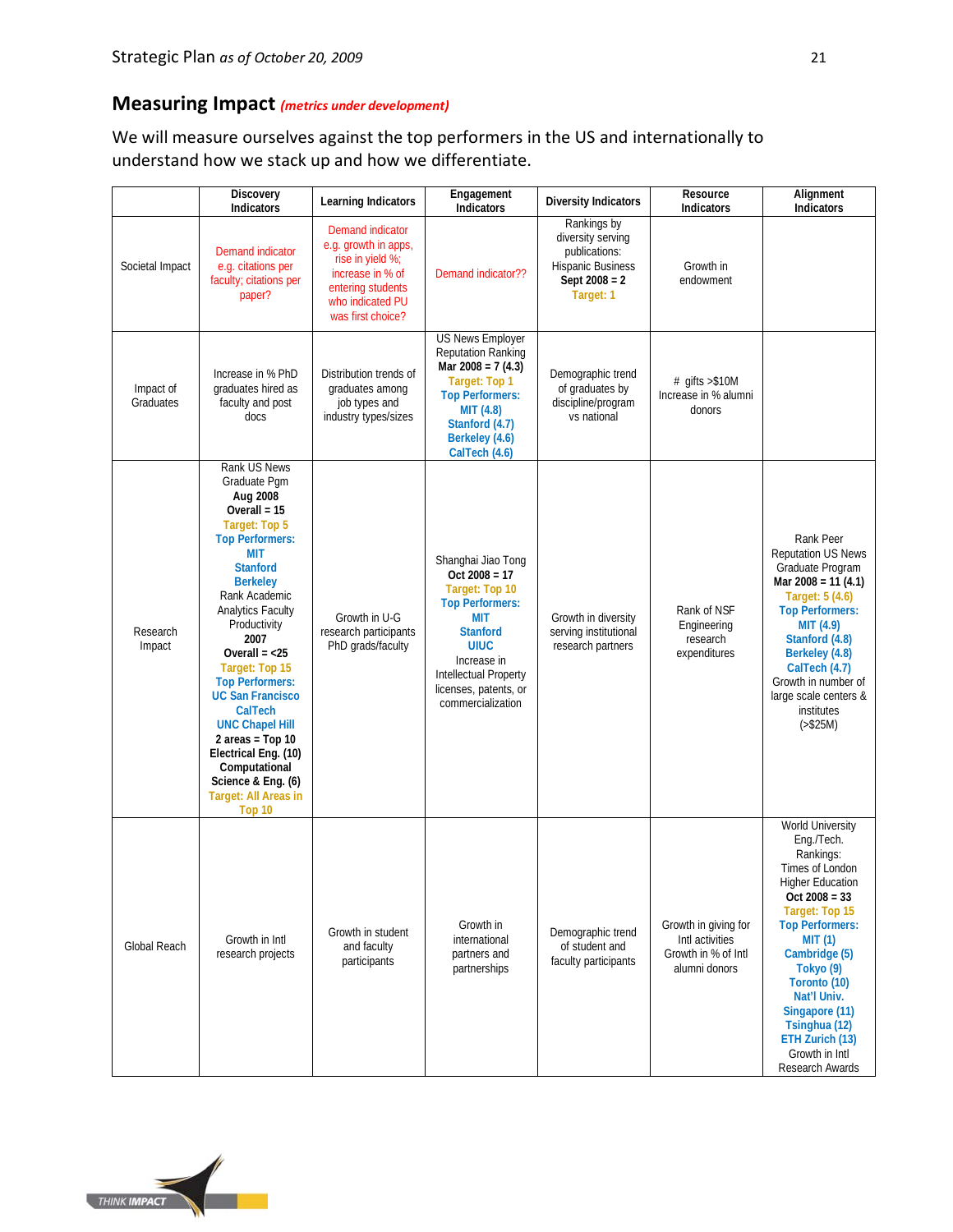## Measuring Impact *(metrics under development)*

We will measure ourselves against the top performers in the US and internationally to understand how we stack up and how we differentiate.

| | Discovery Indicators | Learning Indicators | Engagement Indicators | Diversity Indicators | Resource Indicators | Alignment Indicators |
|---|---|---|---|---|---|---|
| Societal Impact | Demand indicator e.g. citations per faculty; citations per paper? | Demand indicator e.g. growth in apps, rise in yield %; increase in % of entering students who indicated PU was first choice? | Demand indicator?? | Rankings by diversity serving publications: Hispanic Business **Sept 2008 = 2** **Target: 1** | Growth in endowment | |
| Impact of Graduates | Increase in % PhD graduates hired as faculty and post docs | Distribution trends of graduates among job types and industry types/sizes | US News Employer Reputation Ranking **Mar 2008 = 7 (4.3)** **Target: Top 1** **Top Performers:** **MIT (4.8)** **Stanford (4.7)** **Berkeley (4.6)** **CalTech (4.6)** | Demographic trend of graduates by discipline/program vs national | # gifts >$10M Increase in % alumni donors | |
| Research Impact | Rank US News Graduate Pgm **Aug 2008** **Overall = 15** **Target: Top 5** **Top Performers:** **MIT** **Stanford** **Berkeley** Rank Academic Analytics Faculty Productivity **2007** **Overall = <25** **Target: Top 15** **Top Performers:** **UC San Francisco** **CalTech** **UNC Chapel Hill** **2 areas = Top 10** **Electrical Eng. (10)** **Computational Science & Eng. (6)** **Target: All Areas in Top 10** | Growth in U-G research participants PhD grads/faculty | Shanghai Jiao Tong **Oct 2008 = 17** **Target: Top 10** **Top Performers:** **MIT** **Stanford** **UIUC** Increase in Intellectual Property licenses, patents, or commercialization | Growth in diversity serving institutional research partners | Rank of NSF Engineering research expenditures | Rank Peer Reputation US News Graduate Program **Mar 2008 = 11 (4.1)** **Target: 5 (4.6)** **Top Performers:** **MIT (4.9)** **Stanford (4.8)** **Berkeley (4.8)** **CalTech (4.7)** Growth in number of large scale centers & institutes (>$25M) |
| Global Reach | Growth in Intl research projects | Growth in student and faculty participants | Growth in international partners and partnerships | Demographic trend of student and faculty participants | Growth in giving for Intl activities Growth in % of Intl alumni donors | World University Eng./Tech. Rankings: Times of London Higher Education **Oct 2008 = 33** **Target: Top 15** **Top Performers:** **MIT (1)** **Cambridge (5)** **Tokyo (9)** **Toronto (10)** **Nat'l Univ. Singapore (11)** **Tsinghua (12)** **ETH Zurich (13)** Growth in Intl Research Awards |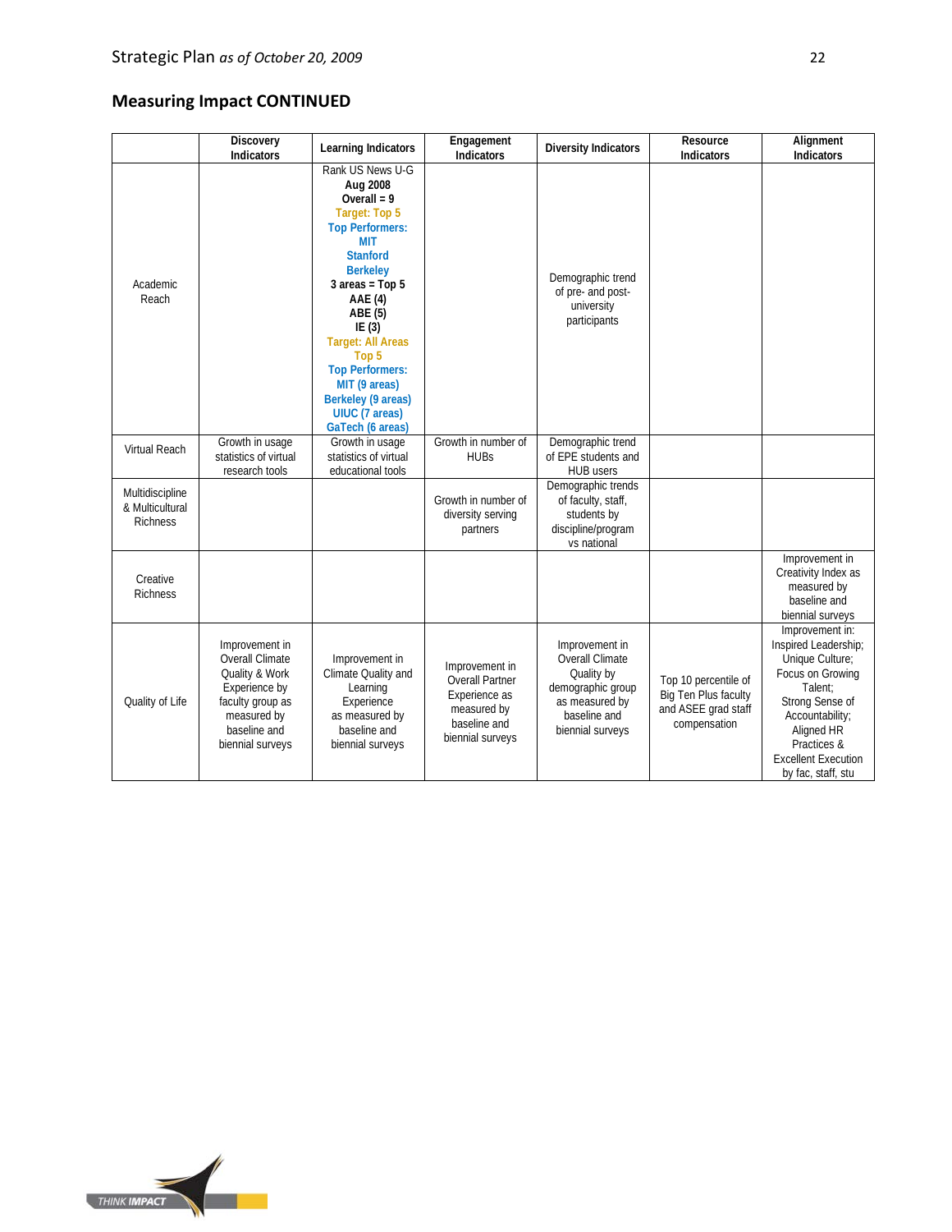## Measuring Impact CONTINUED

| | Discovery Indicators | Learning Indicators | Engagement Indicators | Diversity Indicators | Resource Indicators | Alignment Indicators |
|---|---|---|---|---|---|---|
| Academic Reach | | Rank US News U-G **Aug 2008** **Overall = 9** **Target: Top 5** **Top Performers:** **MIT** **Stanford** **Berkeley** **3 areas = Top 5** **AAE (4)** **ABE (5)** **IE (3)** **Target: All Areas Top 5** **Top Performers:** **MIT (9 areas)** **Berkeley (9 areas)** **UIUC (7 areas)** **GaTech (6 areas)** | | Demographic trend of pre- and post-university participants | | |
| Virtual Reach | Growth in usage statistics of virtual research tools | Growth in usage statistics of virtual educational tools | Growth in number of HUBs | Demographic trend of EPE students and HUB users | | |
| Multidiscipline & Multicultural Richness | | | Growth in number of diversity serving partners | Demographic trends of faculty, staff, students by discipline/program vs national | | |
| Creative Richness | | | | | | Improvement in Creativity Index as measured by baseline and biennial surveys |
| Quality of Life | Improvement in Overall Climate Quality & Work Experience by faculty group as measured by baseline and biennial surveys | Improvement in Climate Quality and Learning Experience as measured by baseline and biennial surveys | Improvement in Overall Partner Experience as measured by baseline and biennial surveys | Improvement in Overall Climate Quality by demographic group as measured by baseline and biennial surveys | Top 10 percentile of Big Ten Plus faculty and ASEE grad staff compensation | Improvement in: Inspired Leadership; Unique Culture; Focus on Growing Talent; Strong Sense of Accountability; Aligned HR Practices & Excellent Execution by fac, staff, stu |

THINK IMPACT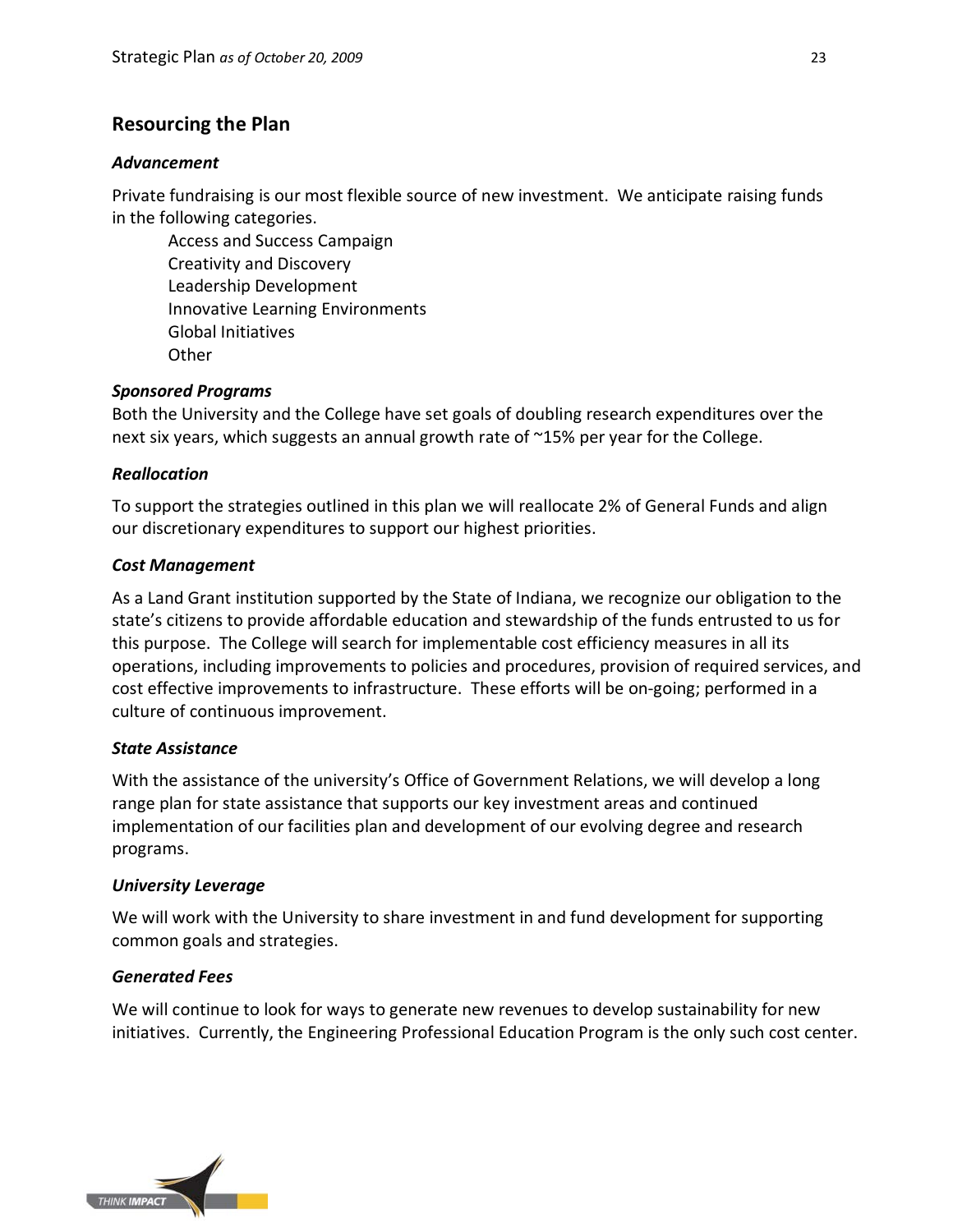## Resourcing the Plan

### *Advancement*

Private fundraising is our most flexible source of new investment. We anticipate raising funds in the following categories.

- Access and Success Campaign
- Creativity and Discovery
- Leadership Development
- Innovative Learning Environments
- Global Initiatives
- Other

### *Sponsored Programs*

Both the University and the College have set goals of doubling research expenditures over the next six years, which suggests an annual growth rate of ~15% per year for the College.

### *Reallocation*

To support the strategies outlined in this plan we will reallocate 2% of General Funds and align our discretionary expenditures to support our highest priorities.

### *Cost Management*

As a Land Grant institution supported by the State of Indiana, we recognize our obligation to the state's citizens to provide affordable education and stewardship of the funds entrusted to us for this purpose. The College will search for implementable cost efficiency measures in all its operations, including improvements to policies and procedures, provision of required services, and cost effective improvements to infrastructure. These efforts will be on-going; performed in a culture of continuous improvement.

### *State Assistance*

With the assistance of the university's Office of Government Relations, we will develop a long range plan for state assistance that supports our key investment areas and continued implementation of our facilities plan and development of our evolving degree and research programs.

### *University Leverage*

We will work with the University to share investment in and fund development for supporting common goals and strategies.

### *Generated Fees*

We will continue to look for ways to generate new revenues to develop sustainability for new initiatives. Currently, the Engineering Professional Education Program is the only such cost center.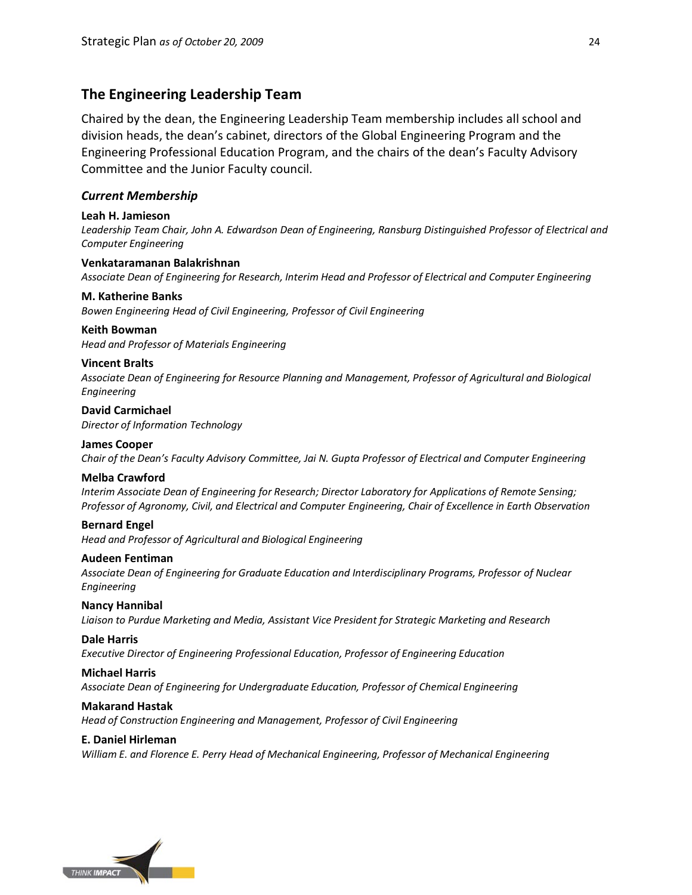## The Engineering Leadership Team

Chaired by the dean, the Engineering Leadership Team membership includes all school and division heads, the dean's cabinet, directors of the Global Engineering Program and the Engineering Professional Education Program, and the chairs of the dean's Faculty Advisory Committee and the Junior Faculty council.

### *Current Membership*

**Leah H. Jamieson**
*Leadership Team Chair, John A. Edwardson Dean of Engineering, Ransburg Distinguished Professor of Electrical and Computer Engineering*

**Venkataramanan Balakrishnan**
*Associate Dean of Engineering for Research, Interim Head and Professor of Electrical and Computer Engineering*

**M. Katherine Banks**
*Bowen Engineering Head of Civil Engineering, Professor of Civil Engineering*

**Keith Bowman**
*Head and Professor of Materials Engineering*

**Vincent Bralts**
*Associate Dean of Engineering for Resource Planning and Management, Professor of Agricultural and Biological Engineering*

**David Carmichael**
*Director of Information Technology*

**James Cooper**
*Chair of the Dean's Faculty Advisory Committee, Jai N. Gupta Professor of Electrical and Computer Engineering*

**Melba Crawford**
*Interim Associate Dean of Engineering for Research; Director Laboratory for Applications of Remote Sensing; Professor of Agronomy, Civil, and Electrical and Computer Engineering, Chair of Excellence in Earth Observation*

**Bernard Engel**
*Head and Professor of Agricultural and Biological Engineering*

**Audeen Fentiman**
*Associate Dean of Engineering for Graduate Education and Interdisciplinary Programs, Professor of Nuclear Engineering*

**Nancy Hannibal**
*Liaison to Purdue Marketing and Media, Assistant Vice President for Strategic Marketing and Research*

**Dale Harris**
*Executive Director of Engineering Professional Education, Professor of Engineering Education*

**Michael Harris**
*Associate Dean of Engineering for Undergraduate Education, Professor of Chemical Engineering*

**Makarand Hastak**
*Head of Construction Engineering and Management, Professor of Civil Engineering*

**E. Daniel Hirleman**
*William E. and Florence E. Perry Head of Mechanical Engineering, Professor of Mechanical Engineering*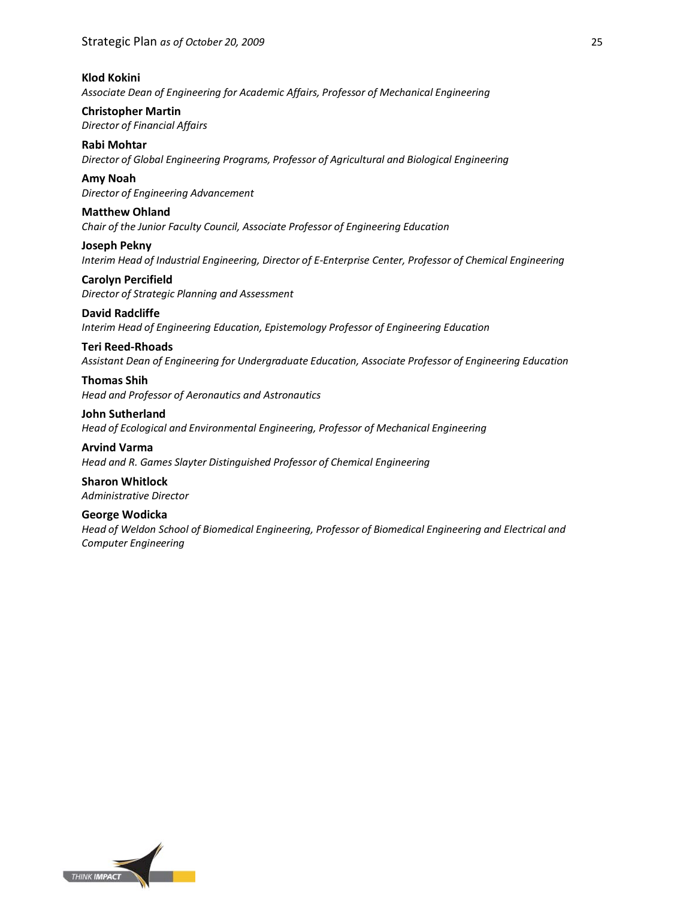**Klod Kokini**
*Associate Dean of Engineering for Academic Affairs, Professor of Mechanical Engineering*

**Christopher Martin**
*Director of Financial Affairs*

**Rabi Mohtar**
*Director of Global Engineering Programs, Professor of Agricultural and Biological Engineering*

**Amy Noah**
*Director of Engineering Advancement*

**Matthew Ohland**
*Chair of the Junior Faculty Council, Associate Professor of Engineering Education*

**Joseph Pekny**
*Interim Head of Industrial Engineering, Director of E-Enterprise Center, Professor of Chemical Engineering*

**Carolyn Percifield**
*Director of Strategic Planning and Assessment*

**David Radcliffe**
*Interim Head of Engineering Education, Epistemology Professor of Engineering Education*

**Teri Reed-Rhoads**
*Assistant Dean of Engineering for Undergraduate Education, Associate Professor of Engineering Education*

**Thomas Shih**
*Head and Professor of Aeronautics and Astronautics*

**John Sutherland**
*Head of Ecological and Environmental Engineering, Professor of Mechanical Engineering*

**Arvind Varma**
*Head and R. Games Slayter Distinguished Professor of Chemical Engineering*

**Sharon Whitlock**
*Administrative Director*

**George Wodicka**
*Head of Weldon School of Biomedical Engineering, Professor of Biomedical Engineering and Electrical and Computer Engineering*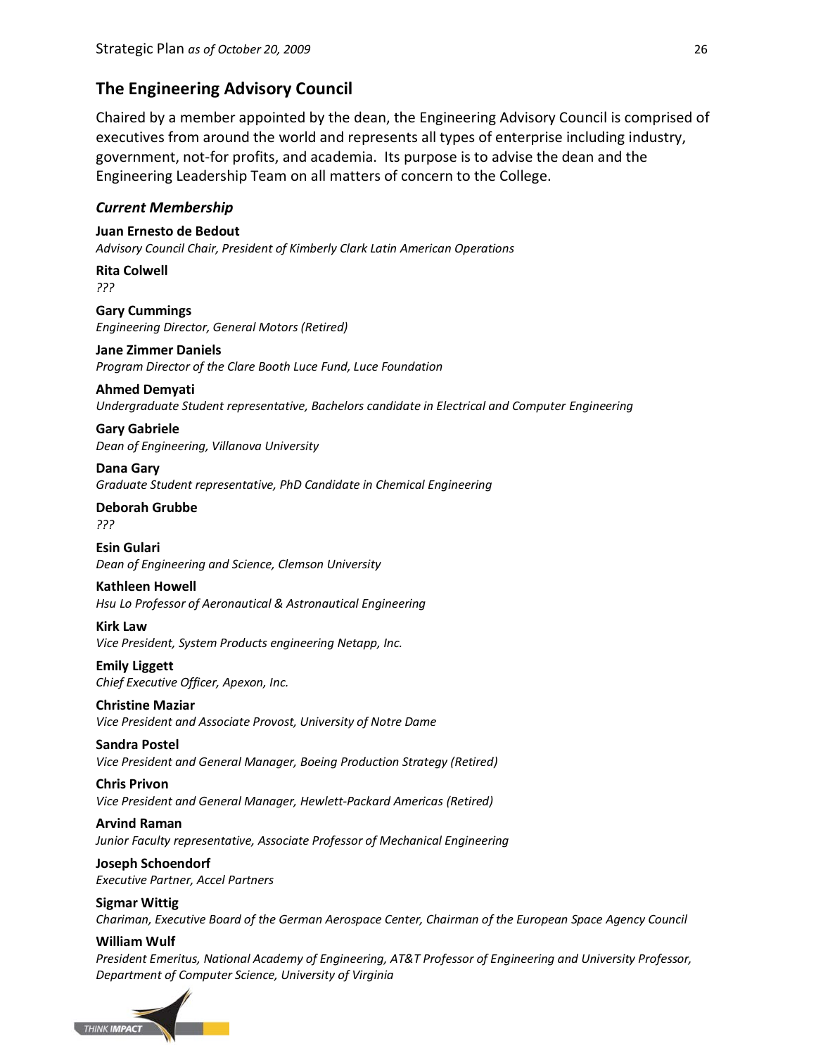## The Engineering Advisory Council

Chaired by a member appointed by the dean, the Engineering Advisory Council is comprised of executives from around the world and represents all types of enterprise including industry, government, not-for profits, and academia. Its purpose is to advise the dean and the Engineering Leadership Team on all matters of concern to the College.

### *Current Membership*

**Juan Ernesto de Bedout**
*Advisory Council Chair, President of Kimberly Clark Latin American Operations*

**Rita Colwell**
*???*

**Gary Cummings**
*Engineering Director, General Motors (Retired)*

**Jane Zimmer Daniels**
*Program Director of the Clare Booth Luce Fund, Luce Foundation*

**Ahmed Demyati**
*Undergraduate Student representative, Bachelors candidate in Electrical and Computer Engineering*

**Gary Gabriele**
*Dean of Engineering, Villanova University*

**Dana Gary**
*Graduate Student representative, PhD Candidate in Chemical Engineering*

**Deborah Grubbe**
*???*

**Esin Gulari**
*Dean of Engineering and Science, Clemson University*

**Kathleen Howell**
*Hsu Lo Professor of Aeronautical & Astronautical Engineering*

**Kirk Law**
*Vice President, System Products engineering Netapp, Inc.*

**Emily Liggett**
*Chief Executive Officer, Apexon, Inc.*

**Christine Maziar**
*Vice President and Associate Provost, University of Notre Dame*

**Sandra Postel**
*Vice President and General Manager, Boeing Production Strategy (Retired)*

**Chris Privon**
*Vice President and General Manager, Hewlett-Packard Americas (Retired)*

**Arvind Raman**
*Junior Faculty representative, Associate Professor of Mechanical Engineering*

**Joseph Schoendorf**
*Executive Partner, Accel Partners*

**Sigmar Wittig**
*Chariman, Executive Board of the German Aerospace Center, Chairman of the European Space Agency Council*

**William Wulf**
*President Emeritus, National Academy of Engineering, AT&T Professor of Engineering and University Professor, Department of Computer Science, University of Virginia*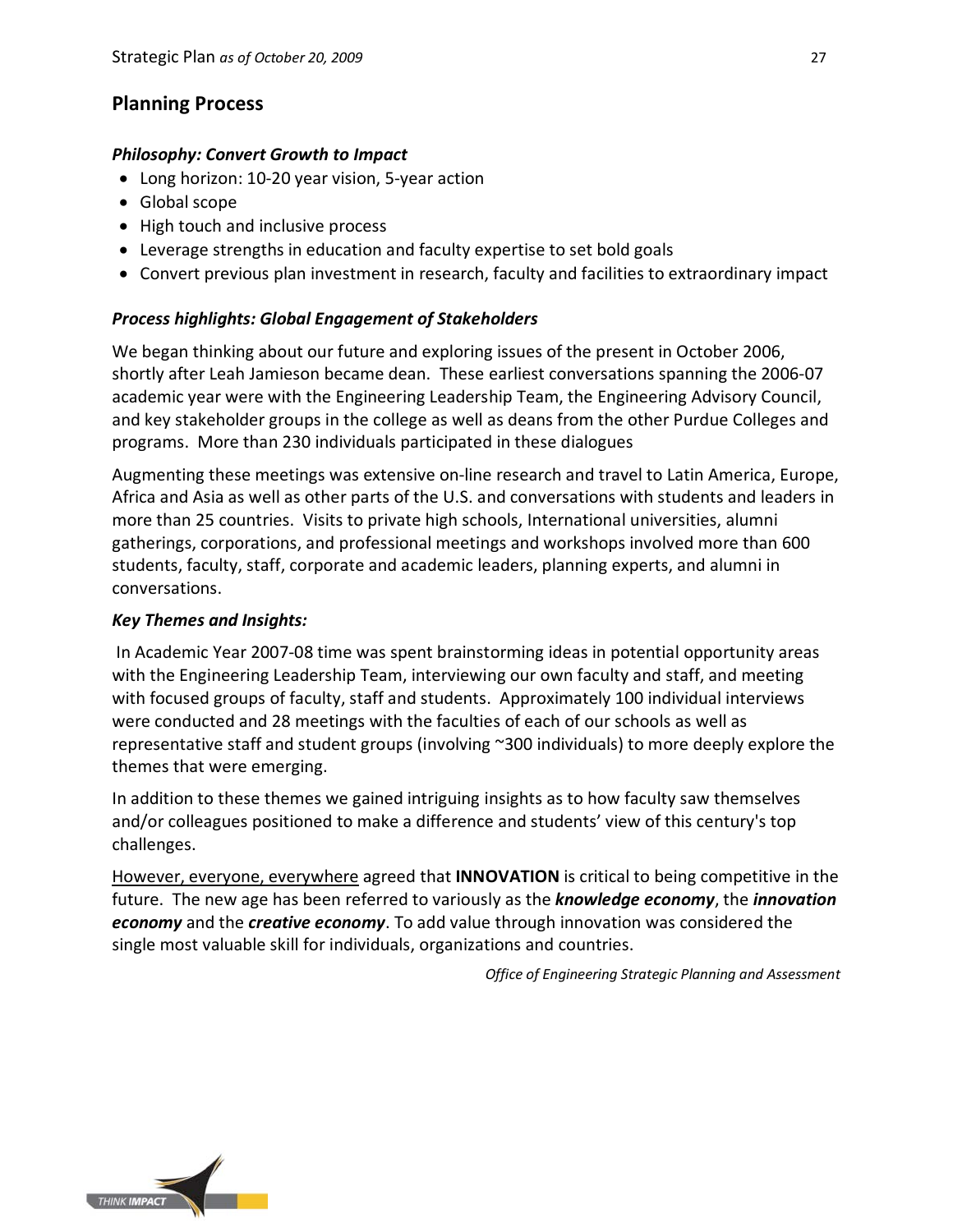## Planning Process

### *Philosophy: Convert Growth to Impact*

- Long horizon: 10-20 year vision, 5-year action
- Global scope
- High touch and inclusive process
- Leverage strengths in education and faculty expertise to set bold goals
- Convert previous plan investment in research, faculty and facilities to extraordinary impact

### *Process highlights: Global Engagement of Stakeholders*

We began thinking about our future and exploring issues of the present in October 2006, shortly after Leah Jamieson became dean. These earliest conversations spanning the 2006-07 academic year were with the Engineering Leadership Team, the Engineering Advisory Council, and key stakeholder groups in the college as well as deans from the other Purdue Colleges and programs. More than 230 individuals participated in these dialogues

Augmenting these meetings was extensive on-line research and travel to Latin America, Europe, Africa and Asia as well as other parts of the U.S. and conversations with students and leaders in more than 25 countries. Visits to private high schools, International universities, alumni gatherings, corporations, and professional meetings and workshops involved more than 600 students, faculty, staff, corporate and academic leaders, planning experts, and alumni in conversations.

### *Key Themes and Insights:*

In Academic Year 2007-08 time was spent brainstorming ideas in potential opportunity areas with the Engineering Leadership Team, interviewing our own faculty and staff, and meeting with focused groups of faculty, staff and students. Approximately 100 individual interviews were conducted and 28 meetings with the faculties of each of our schools as well as representative staff and student groups (involving ~300 individuals) to more deeply explore the themes that were emerging.

In addition to these themes we gained intriguing insights as to how faculty saw themselves and/or colleagues positioned to make a difference and students' view of this century's top challenges.

<u>However, everyone, everywhere</u> agreed that **INNOVATION** is critical to being competitive in the future. The new age has been referred to variously as the ***knowledge economy***, the ***innovation economy*** and the ***creative economy***. To add value through innovation was considered the single most valuable skill for individuals, organizations and countries.

*Office of Engineering Strategic Planning and Assessment*